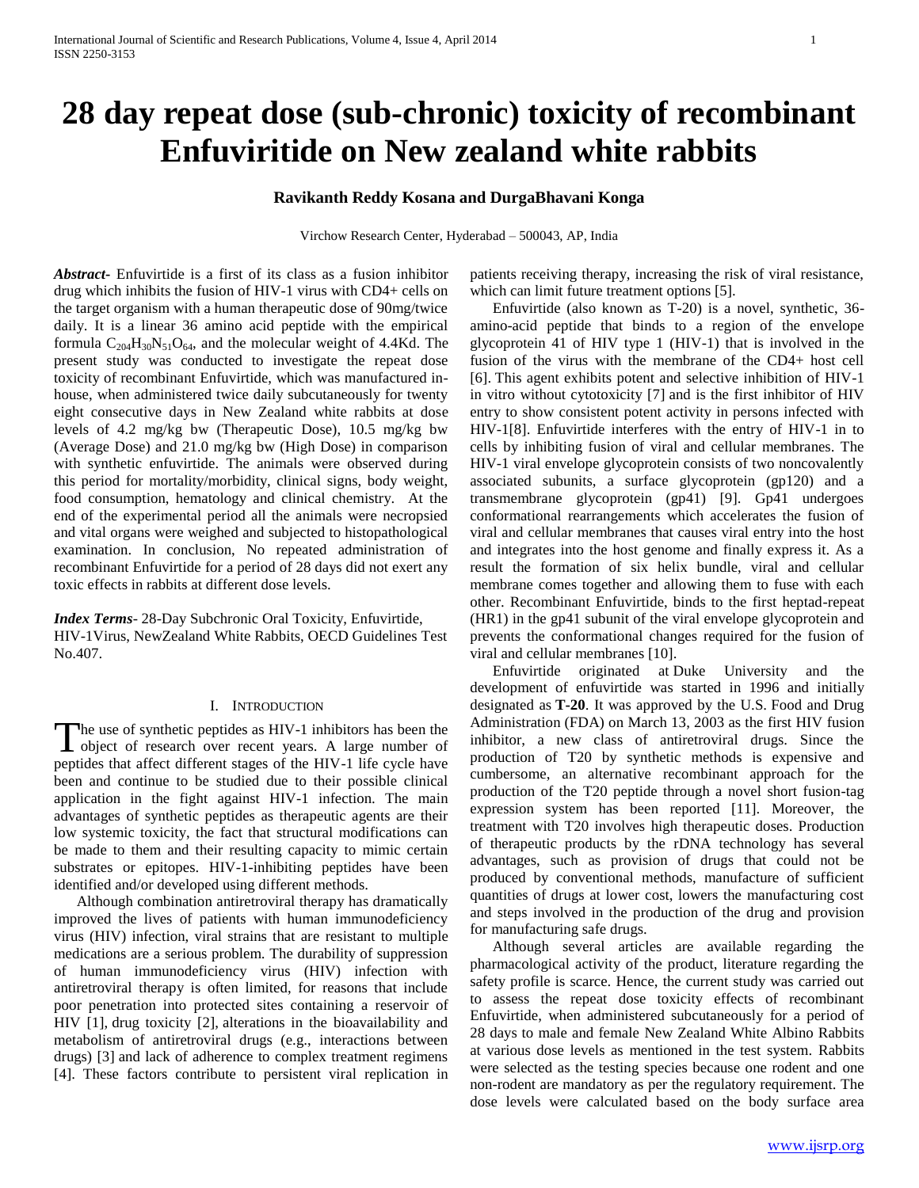# 28 day repeat dose (sub-chronic) toxicity of recombinant Enfuviritide on New zealand white rabbits

**Ravikanth Reddy Kosana and DurgaBhavani Konga**

Virchow Research Center, Hyderabad – 500043, AP, India

***Abstract***- Enfuvirtide is a first of its class as a fusion inhibitor drug which inhibits the fusion of HIV-1 virus with CD4+ cells on the target organism with a human therapeutic dose of 90mg/twice daily. It is a linear 36 amino acid peptide with the empirical formula $C_{204}H_{30}N_{51}O_{64}$, and the molecular weight of 4.4Kd. The present study was conducted to investigate the repeat dose toxicity of recombinant Enfuvirtide, which was manufactured in-house, when administered twice daily subcutaneously for twenty eight consecutive days in New Zealand white rabbits at dose levels of 4.2 mg/kg bw (Therapeutic Dose), 10.5 mg/kg bw (Average Dose) and 21.0 mg/kg bw (High Dose) in comparison with synthetic enfuvirtide. The animals were observed during this period for mortality/morbidity, clinical signs, body weight, food consumption, hematology and clinical chemistry. At the end of the experimental period all the animals were necropsied and vital organs were weighed and subjected to histopathological examination. In conclusion, No repeated administration of recombinant Enfuvirtide for a period of 28 days did not exert any toxic effects in rabbits at different dose levels.

***Index Terms***- 28-Day Subchronic Oral Toxicity, Enfuvirtide, HIV-1Virus, NewZealand White Rabbits, OECD Guidelines Test No.407.

## I. Introduction

The use of synthetic peptides as HIV-1 inhibitors has been the object of research over recent years. A large number of peptides that affect different stages of the HIV-1 life cycle have been and continue to be studied due to their possible clinical application in the fight against HIV-1 infection. The main advantages of synthetic peptides as therapeutic agents are their low systemic toxicity, the fact that structural modifications can be made to them and their resulting capacity to mimic certain substrates or epitopes. HIV-1-inhibiting peptides have been identified and/or developed using different methods.

Although combination antiretroviral therapy has dramatically improved the lives of patients with human immunodeficiency virus (HIV) infection, viral strains that are resistant to multiple medications are a serious problem. The durability of suppression of human immunodeficiency virus (HIV) infection with antiretroviral therapy is often limited, for reasons that include poor penetration into protected sites containing a reservoir of HIV [1], drug toxicity [2], alterations in the bioavailability and metabolism of antiretroviral drugs (e.g., interactions between drugs) [3] and lack of adherence to complex treatment regimens [4]. These factors contribute to persistent viral replication in patients receiving therapy, increasing the risk of viral resistance, which can limit future treatment options [5].

Enfuvirtide (also known as T-20) is a novel, synthetic, 36-amino-acid peptide that binds to a region of the envelope glycoprotein 41 of HIV type 1 (HIV-1) that is involved in the fusion of the virus with the membrane of the CD4+ host cell [6]. This agent exhibits potent and selective inhibition of HIV-1 in vitro without cytotoxicity [7] and is the first inhibitor of HIV entry to show consistent potent activity in persons infected with HIV-1[8]. Enfuvirtide interferes with the entry of HIV-1 in to cells by inhibiting fusion of viral and cellular membranes. The HIV-1 viral envelope glycoprotein consists of two noncovalently associated subunits, a surface glycoprotein (gp120) and a transmembrane glycoprotein (gp41) [9]. Gp41 undergoes conformational rearrangements which accelerates the fusion of viral and cellular membranes that causes viral entry into the host and integrates into the host genome and finally express it. As a result the formation of six helix bundle, viral and cellular membrane comes together and allowing them to fuse with each other. Recombinant Enfuvirtide, binds to the first heptad-repeat (HR1) in the gp41 subunit of the viral envelope glycoprotein and prevents the conformational changes required for the fusion of viral and cellular membranes [10].

Enfuvirtide originated at Duke University and the development of enfuvirtide was started in 1996 and initially designated as **T-20**. It was approved by the U.S. Food and Drug Administration (FDA) on March 13, 2003 as the first HIV fusion inhibitor, a new class of antiretroviral drugs. Since the production of T20 by synthetic methods is expensive and cumbersome, an alternative recombinant approach for the production of the T20 peptide through a novel short fusion-tag expression system has been reported [11]. Moreover, the treatment with T20 involves high therapeutic doses. Production of therapeutic products by the rDNA technology has several advantages, such as provision of drugs that could not be produced by conventional methods, manufacture of sufficient quantities of drugs at lower cost, lowers the manufacturing cost and steps involved in the production of the drug and provision for manufacturing safe drugs.

Although several articles are available regarding the pharmacological activity of the product, literature regarding the safety profile is scarce. Hence, the current study was carried out to assess the repeat dose toxicity effects of recombinant Enfuvirtide, when administered subcutaneously for a period of 28 days to male and female New Zealand White Albino Rabbits at various dose levels as mentioned in the test system. Rabbits were selected as the testing species because one rodent and one non-rodent are mandatory as per the regulatory requirement. The dose levels were calculated based on the body surface area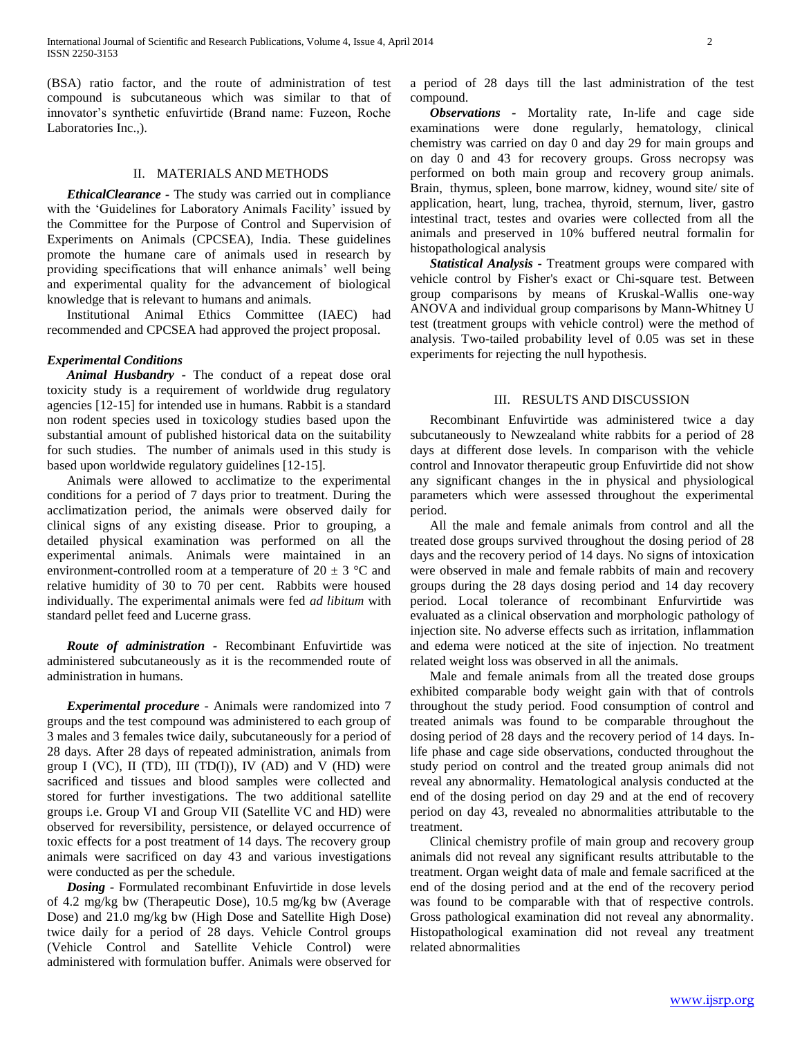(BSA) ratio factor, and the route of administration of test compound is subcutaneous which was similar to that of innovator's synthetic enfuvirtide (Brand name: Fuzeon, Roche Laboratories Inc.,).

## II. MATERIALS AND METHODS

***EthicalClearance*** - The study was carried out in compliance with the 'Guidelines for Laboratory Animals Facility' issued by the Committee for the Purpose of Control and Supervision of Experiments on Animals (CPCSEA), India. These guidelines promote the humane care of animals used in research by providing specifications that will enhance animals' well being and experimental quality for the advancement of biological knowledge that is relevant to humans and animals.

Institutional Animal Ethics Committee (IAEC) had recommended and CPCSEA had approved the project proposal.

### *Experimental Conditions*

***Animal Husbandry*** - The conduct of a repeat dose oral toxicity study is a requirement of worldwide drug regulatory agencies [12-15] for intended use in humans. Rabbit is a standard non rodent species used in toxicology studies based upon the substantial amount of published historical data on the suitability for such studies. The number of animals used in this study is based upon worldwide regulatory guidelines [12-15].

Animals were allowed to acclimatize to the experimental conditions for a period of 7 days prior to treatment. During the acclimatization period, the animals were observed daily for clinical signs of any existing disease. Prior to grouping, a detailed physical examination was performed on all the experimental animals. Animals were maintained in an environment-controlled room at a temperature of 20 ± 3 °C and relative humidity of 30 to 70 per cent. Rabbits were housed individually. The experimental animals were fed *ad libitum* with standard pellet feed and Lucerne grass.

***Route of administration*** - Recombinant Enfuvirtide was administered subcutaneously as it is the recommended route of administration in humans.

***Experimental procedure*** - Animals were randomized into 7 groups and the test compound was administered to each group of 3 males and 3 females twice daily, subcutaneously for a period of 28 days. After 28 days of repeated administration, animals from group I (VC), II (TD), III (TD(I)), IV (AD) and V (HD) were sacrificed and tissues and blood samples were collected and stored for further investigations. The two additional satellite groups i.e. Group VI and Group VII (Satellite VC and HD) were observed for reversibility, persistence, or delayed occurrence of toxic effects for a post treatment of 14 days. The recovery group animals were sacrificed on day 43 and various investigations were conducted as per the schedule.

***Dosing*** - Formulated recombinant Enfuvirtide in dose levels of 4.2 mg/kg bw (Therapeutic Dose), 10.5 mg/kg bw (Average Dose) and 21.0 mg/kg bw (High Dose and Satellite High Dose) twice daily for a period of 28 days. Vehicle Control groups (Vehicle Control and Satellite Vehicle Control) were administered with formulation buffer. Animals were observed for a period of 28 days till the last administration of the test compound.

***Observations*** - Mortality rate, In-life and cage side examinations were done regularly, hematology, clinical chemistry was carried on day 0 and day 29 for main groups and on day 0 and 43 for recovery groups. Gross necropsy was performed on both main group and recovery group animals. Brain, thymus, spleen, bone marrow, kidney, wound site/ site of application, heart, lung, trachea, thyroid, sternum, liver, gastro intestinal tract, testes and ovaries were collected from all the animals and preserved in 10% buffered neutral formalin for histopathological analysis

***Statistical Analysis*** - Treatment groups were compared with vehicle control by Fisher's exact or Chi-square test. Between group comparisons by means of Kruskal-Wallis one-way ANOVA and individual group comparisons by Mann-Whitney U test (treatment groups with vehicle control) were the method of analysis. Two-tailed probability level of 0.05 was set in these experiments for rejecting the null hypothesis.

## III. RESULTS AND DISCUSSION

Recombinant Enfuvirtide was administered twice a day subcutaneously to Newzealand white rabbits for a period of 28 days at different dose levels. In comparison with the vehicle control and Innovator therapeutic group Enfuvirtide did not show any significant changes in the in physical and physiological parameters which were assessed throughout the experimental period.

All the male and female animals from control and all the treated dose groups survived throughout the dosing period of 28 days and the recovery period of 14 days. No signs of intoxication were observed in male and female rabbits of main and recovery groups during the 28 days dosing period and 14 day recovery period. Local tolerance of recombinant Enfurvirtide was evaluated as a clinical observation and morphologic pathology of injection site. No adverse effects such as irritation, inflammation and edema were noticed at the site of injection. No treatment related weight loss was observed in all the animals.

Male and female animals from all the treated dose groups exhibited comparable body weight gain with that of controls throughout the study period. Food consumption of control and treated animals was found to be comparable throughout the dosing period of 28 days and the recovery period of 14 days. In-life phase and cage side observations, conducted throughout the study period on control and the treated group animals did not reveal any abnormality. Hematological analysis conducted at the end of the dosing period on day 29 and at the end of recovery period on day 43, revealed no abnormalities attributable to the treatment.

Clinical chemistry profile of main group and recovery group animals did not reveal any significant results attributable to the treatment. Organ weight data of male and female sacrificed at the end of the dosing period and at the end of the recovery period was found to be comparable with that of respective controls. Gross pathological examination did not reveal any abnormality. Histopathological examination did not reveal any treatment related abnormalities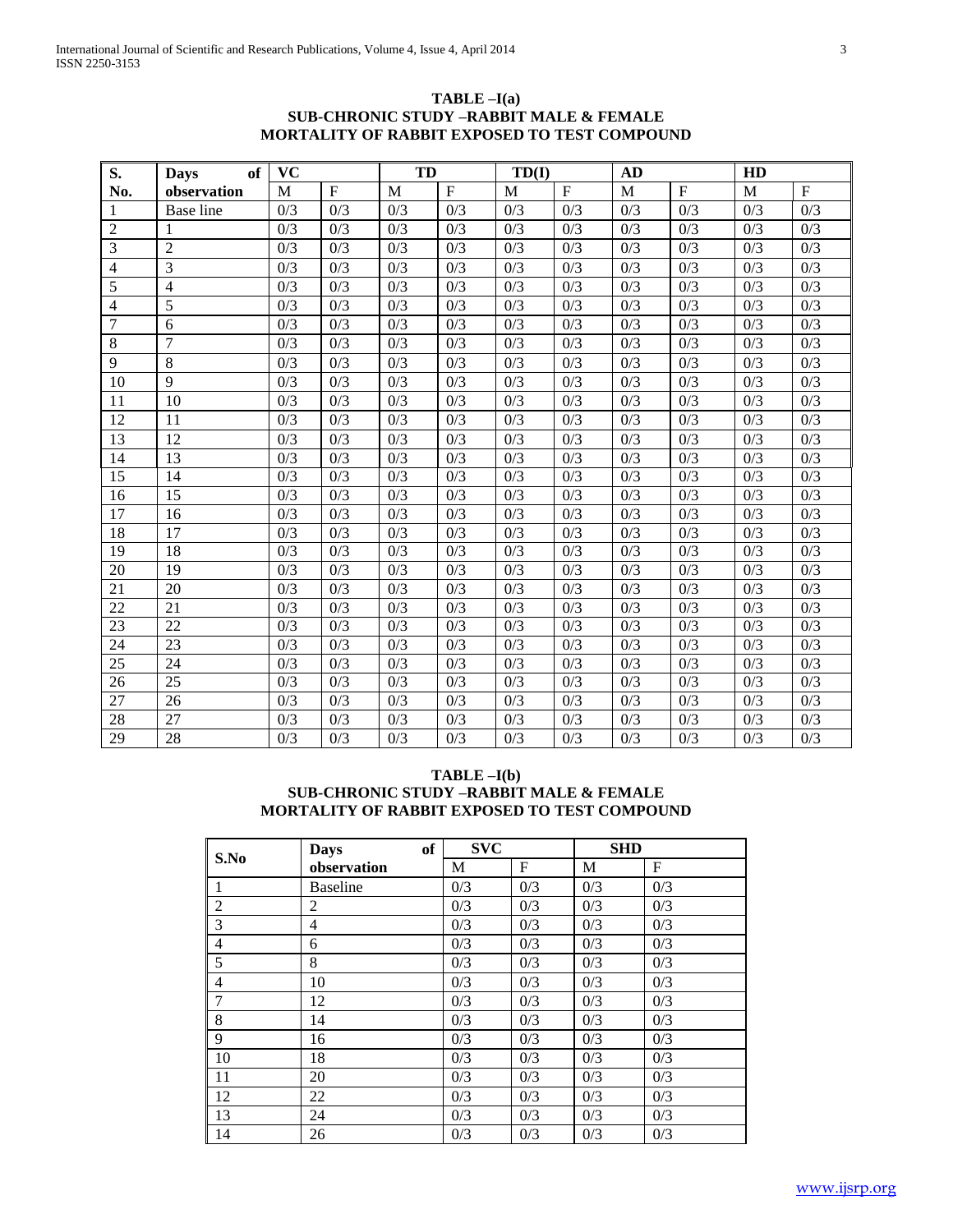**TABLE –I(a)**
**SUB-CHRONIC STUDY –RABBIT MALE & FEMALE**
**MORTALITY OF RABBIT EXPOSED TO TEST COMPOUND**

| S. No. | Days of observation | VC | | TD | | TD(I) | | AD | | HD | |
|---|---|---|---|---|---|---|---|---|---|---|---|
| | | M | F | M | F | M | F | M | F | M | F |
| 1 | Base line | 0/3 | 0/3 | 0/3 | 0/3 | 0/3 | 0/3 | 0/3 | 0/3 | 0/3 | 0/3 |
| 2 | 1 | 0/3 | 0/3 | 0/3 | 0/3 | 0/3 | 0/3 | 0/3 | 0/3 | 0/3 | 0/3 |
| 3 | 2 | 0/3 | 0/3 | 0/3 | 0/3 | 0/3 | 0/3 | 0/3 | 0/3 | 0/3 | 0/3 |
| 4 | 3 | 0/3 | 0/3 | 0/3 | 0/3 | 0/3 | 0/3 | 0/3 | 0/3 | 0/3 | 0/3 |
| 5 | 4 | 0/3 | 0/3 | 0/3 | 0/3 | 0/3 | 0/3 | 0/3 | 0/3 | 0/3 | 0/3 |
| 4 | 5 | 0/3 | 0/3 | 0/3 | 0/3 | 0/3 | 0/3 | 0/3 | 0/3 | 0/3 | 0/3 |
| 7 | 6 | 0/3 | 0/3 | 0/3 | 0/3 | 0/3 | 0/3 | 0/3 | 0/3 | 0/3 | 0/3 |
| 8 | 7 | 0/3 | 0/3 | 0/3 | 0/3 | 0/3 | 0/3 | 0/3 | 0/3 | 0/3 | 0/3 |
| 9 | 8 | 0/3 | 0/3 | 0/3 | 0/3 | 0/3 | 0/3 | 0/3 | 0/3 | 0/3 | 0/3 |
| 10 | 9 | 0/3 | 0/3 | 0/3 | 0/3 | 0/3 | 0/3 | 0/3 | 0/3 | 0/3 | 0/3 |
| 11 | 10 | 0/3 | 0/3 | 0/3 | 0/3 | 0/3 | 0/3 | 0/3 | 0/3 | 0/3 | 0/3 |
| 12 | 11 | 0/3 | 0/3 | 0/3 | 0/3 | 0/3 | 0/3 | 0/3 | 0/3 | 0/3 | 0/3 |
| 13 | 12 | 0/3 | 0/3 | 0/3 | 0/3 | 0/3 | 0/3 | 0/3 | 0/3 | 0/3 | 0/3 |
| 14 | 13 | 0/3 | 0/3 | 0/3 | 0/3 | 0/3 | 0/3 | 0/3 | 0/3 | 0/3 | 0/3 |
| 15 | 14 | 0/3 | 0/3 | 0/3 | 0/3 | 0/3 | 0/3 | 0/3 | 0/3 | 0/3 | 0/3 |
| 16 | 15 | 0/3 | 0/3 | 0/3 | 0/3 | 0/3 | 0/3 | 0/3 | 0/3 | 0/3 | 0/3 |
| 17 | 16 | 0/3 | 0/3 | 0/3 | 0/3 | 0/3 | 0/3 | 0/3 | 0/3 | 0/3 | 0/3 |
| 18 | 17 | 0/3 | 0/3 | 0/3 | 0/3 | 0/3 | 0/3 | 0/3 | 0/3 | 0/3 | 0/3 |
| 19 | 18 | 0/3 | 0/3 | 0/3 | 0/3 | 0/3 | 0/3 | 0/3 | 0/3 | 0/3 | 0/3 |
| 20 | 19 | 0/3 | 0/3 | 0/3 | 0/3 | 0/3 | 0/3 | 0/3 | 0/3 | 0/3 | 0/3 |
| 21 | 20 | 0/3 | 0/3 | 0/3 | 0/3 | 0/3 | 0/3 | 0/3 | 0/3 | 0/3 | 0/3 |
| 22 | 21 | 0/3 | 0/3 | 0/3 | 0/3 | 0/3 | 0/3 | 0/3 | 0/3 | 0/3 | 0/3 |
| 23 | 22 | 0/3 | 0/3 | 0/3 | 0/3 | 0/3 | 0/3 | 0/3 | 0/3 | 0/3 | 0/3 |
| 24 | 23 | 0/3 | 0/3 | 0/3 | 0/3 | 0/3 | 0/3 | 0/3 | 0/3 | 0/3 | 0/3 |
| 25 | 24 | 0/3 | 0/3 | 0/3 | 0/3 | 0/3 | 0/3 | 0/3 | 0/3 | 0/3 | 0/3 |
| 26 | 25 | 0/3 | 0/3 | 0/3 | 0/3 | 0/3 | 0/3 | 0/3 | 0/3 | 0/3 | 0/3 |
| 27 | 26 | 0/3 | 0/3 | 0/3 | 0/3 | 0/3 | 0/3 | 0/3 | 0/3 | 0/3 | 0/3 |
| 28 | 27 | 0/3 | 0/3 | 0/3 | 0/3 | 0/3 | 0/3 | 0/3 | 0/3 | 0/3 | 0/3 |
| 29 | 28 | 0/3 | 0/3 | 0/3 | 0/3 | 0/3 | 0/3 | 0/3 | 0/3 | 0/3 | 0/3 |

**TABLE –I(b)**
**SUB-CHRONIC STUDY –RABBIT MALE & FEMALE**
**MORTALITY OF RABBIT EXPOSED TO TEST COMPOUND**

| S.No | Days of observation | SVC | | SHD | |
|---|---|---|---|---|---|
| | | M | F | M | F |
| 1 | Baseline | 0/3 | 0/3 | 0/3 | 0/3 |
| 2 | 2 | 0/3 | 0/3 | 0/3 | 0/3 |
| 3 | 4 | 0/3 | 0/3 | 0/3 | 0/3 |
| 4 | 6 | 0/3 | 0/3 | 0/3 | 0/3 |
| 5 | 8 | 0/3 | 0/3 | 0/3 | 0/3 |
| 4 | 10 | 0/3 | 0/3 | 0/3 | 0/3 |
| 7 | 12 | 0/3 | 0/3 | 0/3 | 0/3 |
| 8 | 14 | 0/3 | 0/3 | 0/3 | 0/3 |
| 9 | 16 | 0/3 | 0/3 | 0/3 | 0/3 |
| 10 | 18 | 0/3 | 0/3 | 0/3 | 0/3 |
| 11 | 20 | 0/3 | 0/3 | 0/3 | 0/3 |
| 12 | 22 | 0/3 | 0/3 | 0/3 | 0/3 |
| 13 | 24 | 0/3 | 0/3 | 0/3 | 0/3 |
| 14 | 26 | 0/3 | 0/3 | 0/3 | 0/3 |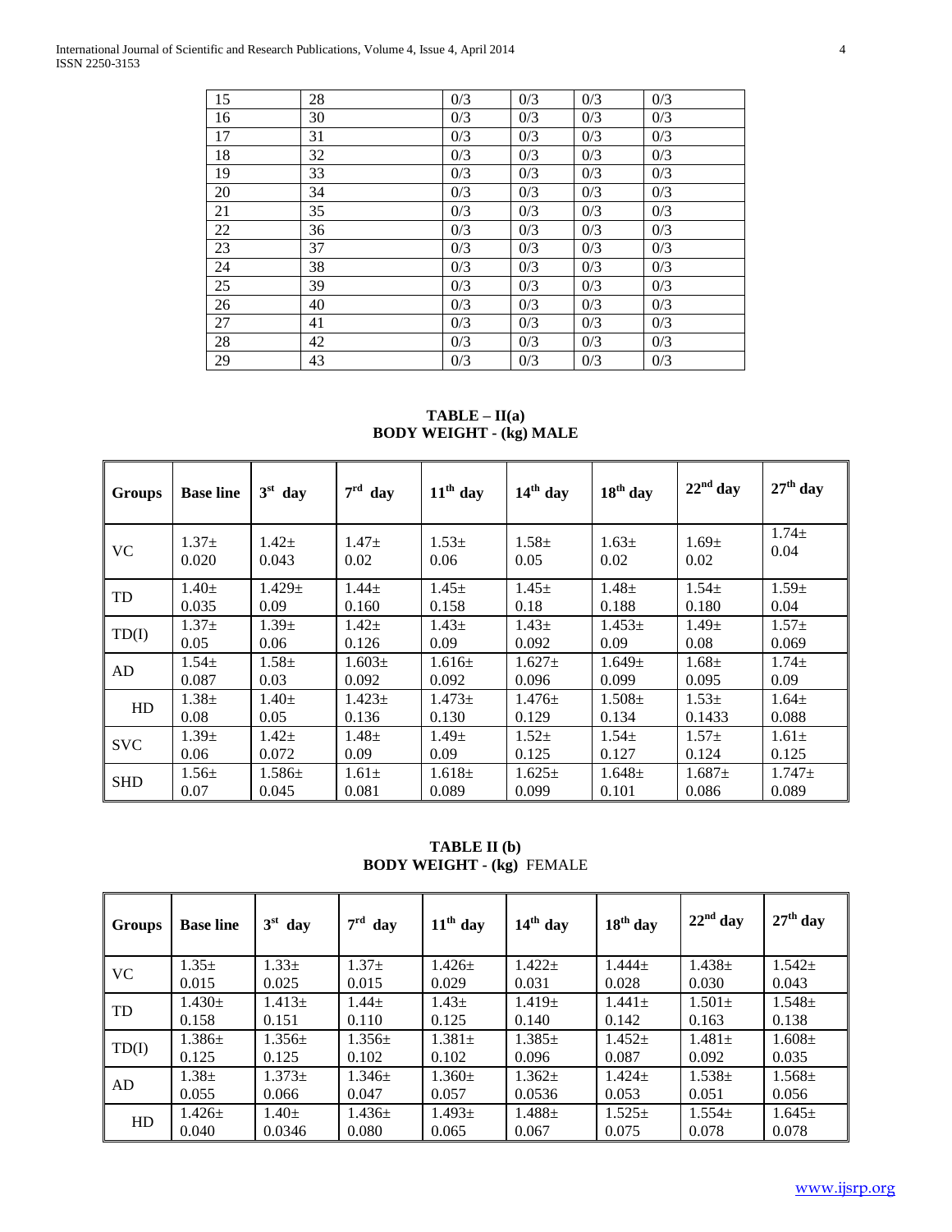| 15 | 28 | 0/3 | 0/3 | 0/3 | 0/3 |
|---|---|---|---|---|---|
| 16 | 30 | 0/3 | 0/3 | 0/3 | 0/3 |
| 17 | 31 | 0/3 | 0/3 | 0/3 | 0/3 |
| 18 | 32 | 0/3 | 0/3 | 0/3 | 0/3 |
| 19 | 33 | 0/3 | 0/3 | 0/3 | 0/3 |
| 20 | 34 | 0/3 | 0/3 | 0/3 | 0/3 |
| 21 | 35 | 0/3 | 0/3 | 0/3 | 0/3 |
| 22 | 36 | 0/3 | 0/3 | 0/3 | 0/3 |
| 23 | 37 | 0/3 | 0/3 | 0/3 | 0/3 |
| 24 | 38 | 0/3 | 0/3 | 0/3 | 0/3 |
| 25 | 39 | 0/3 | 0/3 | 0/3 | 0/3 |
| 26 | 40 | 0/3 | 0/3 | 0/3 | 0/3 |
| 27 | 41 | 0/3 | 0/3 | 0/3 | 0/3 |
| 28 | 42 | 0/3 | 0/3 | 0/3 | 0/3 |
| 29 | 43 | 0/3 | 0/3 | 0/3 | 0/3 |

**TABLE – II(a)**
**BODY WEIGHT - (kg) MALE**

| Groups | Base line | 3rd day | 7rd day | 11th day | 14th day | 18th day | 22nd day | 27th day |
|---|---|---|---|---|---|---|---|---|
| VC | 1.37± 0.020 | 1.42± 0.043 | 1.47± 0.02 | 1.53± 0.06 | 1.58± 0.05 | 1.63± 0.02 | 1.69± 0.02 | 1.74± 0.04 |
| TD | 1.40± 0.035 | 1.429± 0.09 | 1.44± 0.160 | 1.45± 0.158 | 1.45± 0.18 | 1.48± 0.188 | 1.54± 0.180 | 1.59± 0.04 |
| TD(I) | 1.37± 0.05 | 1.39± 0.06 | 1.42± 0.126 | 1.43± 0.09 | 1.43± 0.092 | 1.453± 0.09 | 1.49± 0.08 | 1.57± 0.069 |
| AD | 1.54± 0.087 | 1.58± 0.03 | 1.603± 0.092 | 1.616± 0.092 | 1.627± 0.096 | 1.649± 0.099 | 1.68± 0.095 | 1.74± 0.09 |
| HD | 1.38± 0.08 | 1.40± 0.05 | 1.423± 0.136 | 1.473± 0.130 | 1.476± 0.129 | 1.508± 0.134 | 1.53± 0.1433 | 1.64± 0.088 |
| SVC | 1.39± 0.06 | 1.42± 0.072 | 1.48± 0.09 | 1.49± 0.09 | 1.52± 0.125 | 1.54± 0.127 | 1.57± 0.124 | 1.61± 0.125 |
| SHD | 1.56± 0.07 | 1.586± 0.045 | 1.61± 0.081 | 1.618± 0.089 | 1.625± 0.099 | 1.648± 0.101 | 1.687± 0.086 | 1.747± 0.089 |

**TABLE II (b)**
**BODY WEIGHT - (kg)** FEMALE

| Groups | Base line | 3rd day | 7rd day | 11th day | 14th day | 18th day | 22nd day | 27th day |
|---|---|---|---|---|---|---|---|---|
| VC | 1.35± 0.015 | 1.33± 0.025 | 1.37± 0.015 | 1.426± 0.029 | 1.422± 0.031 | 1.444± 0.028 | 1.438± 0.030 | 1.542± 0.043 |
| TD | 1.430± 0.158 | 1.413± 0.151 | 1.44± 0.110 | 1.43± 0.125 | 1.419± 0.140 | 1.441± 0.142 | 1.501± 0.163 | 1.548± 0.138 |
| TD(I) | 1.386± 0.125 | 1.356± 0.125 | 1.356± 0.102 | 1.381± 0.102 | 1.385± 0.096 | 1.452± 0.087 | 1.481± 0.092 | 1.608± 0.035 |
| AD | 1.38± 0.055 | 1.373± 0.066 | 1.346± 0.047 | 1.360± 0.057 | 1.362± 0.0536 | 1.424± 0.053 | 1.538± 0.051 | 1.568± 0.056 |
| HD | 1.426± 0.040 | 1.40± 0.0346 | 1.436± 0.080 | 1.493± 0.065 | 1.488± 0.067 | 1.525± 0.075 | 1.554± 0.078 | 1.645± 0.078 |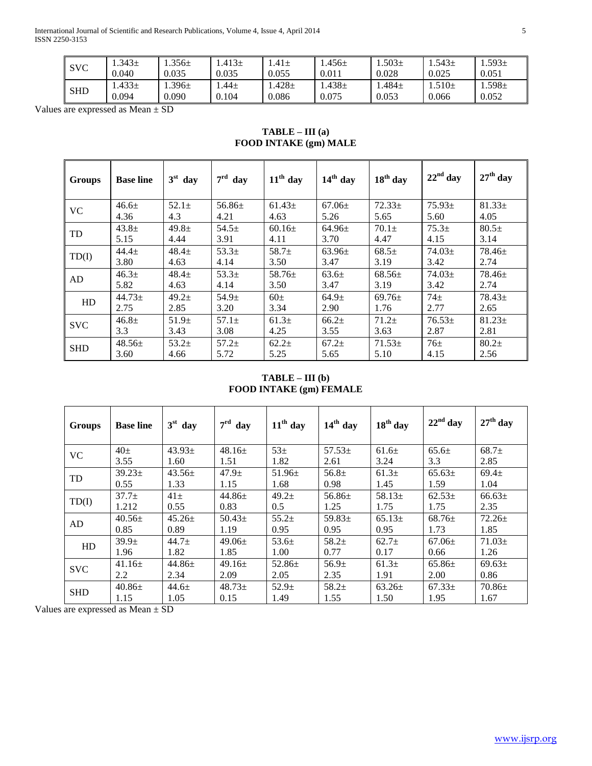| SVC | 1.343± 0.040 | 1.356± 0.035 | 1.413± 0.035 | 1.41± 0.055 | 1.456± 0.011 | 1.503± 0.028 | 1.543± 0.025 | 1.593± 0.051 |
|---|---|---|---|---|---|---|---|---|
| SHD | 1.433± 0.094 | 1.396± 0.090 | 1.44± 0.104 | 1.428± 0.086 | 1.438± 0.075 | 1.484± 0.053 | 1.510± 0.066 | 1.598± 0.052 |

Values are expressed as Mean ± SD

**TABLE – III (a)**
**FOOD INTAKE (gm) MALE**

| Groups | Base line | 3^st^ day | 7^rd^ day | 11^th^ day | 14^th^ day | 18^th^ day | 22^nd^ day | 27^th^ day |
|---|---|---|---|---|---|---|---|---|
| VC | 46.6± 4.36 | 52.1± 4.3 | 56.86± 4.21 | 61.43± 4.63 | 67.06± 5.26 | 72.33± 5.65 | 75.93± 5.60 | 81.33± 4.05 |
| TD | 43.8± 5.15 | 49.8± 4.44 | 54.5± 3.91 | 60.16± 4.11 | 64.96± 3.70 | 70.1± 4.47 | 75.3± 4.15 | 80.5± 3.14 |
| TD(I) | 44.4± 3.80 | 48.4± 4.63 | 53.3± 4.14 | 58.7± 3.50 | 63.96± 3.47 | 68.5± 3.19 | 74.03± 3.42 | 78.46± 2.74 |
| AD | 46.3± 5.82 | 48.4± 4.63 | 53.3± 4.14 | 58.76± 3.50 | 63.6± 3.47 | 68.56± 3.19 | 74.03± 3.42 | 78.46± 2.74 |
| HD | 44.73± 2.75 | 49.2± 2.85 | 54.9± 3.20 | 60± 3.34 | 64.9± 2.90 | 69.76± 1.76 | 74± 2.77 | 78.43± 2.65 |
| SVC | 46.8± 3.3 | 51.9± 3.43 | 57.1± 3.08 | 61.3± 4.25 | 66.2± 3.55 | 71.2± 3.63 | 76.53± 2.87 | 81.23± 2.81 |
| SHD | 48.56± 3.60 | 53.2± 4.66 | 57.2± 5.72 | 62.2± 5.25 | 67.2± 5.65 | 71.53± 5.10 | 76± 4.15 | 80.2± 2.56 |

**TABLE – III (b)**
**FOOD INTAKE (gm) FEMALE**

| Groups | Base line | 3^st^ day | 7^rd^ day | 11^th^ day | 14^th^ day | 18^th^ day | 22^nd^ day | 27^th^ day |
|---|---|---|---|---|---|---|---|---|
| VC | 40± 3.55 | 43.93± 1.60 | 48.16± 1.51 | 53± 1.82 | 57.53± 2.61 | 61.6± 3.24 | 65.6± 3.3 | 68.7± 2.85 |
| TD | 39.23± 0.55 | 43.56± 1.33 | 47.9± 1.15 | 51.96± 1.68 | 56.8± 0.98 | 61.3± 1.45 | 65.63± 1.59 | 69.4± 1.04 |
| TD(I) | 37.7± 1.212 | 41± 0.55 | 44.86± 0.83 | 49.2± 0.5 | 56.86± 1.25 | 58.13± 1.75 | 62.53± 1.75 | 66.63± 2.35 |
| AD | 40.56± 0.85 | 45.26± 0.89 | 50.43± 1.19 | 55.2± 0.95 | 59.83± 0.95 | 65.13± 0.95 | 68.76± 1.73 | 72.26± 1.85 |
| HD | 39.9± 1.96 | 44.7± 1.82 | 49.06± 1.85 | 53.6± 1.00 | 58.2± 0.77 | 62.7± 0.17 | 67.06± 0.66 | 71.03± 1.26 |
| SVC | 41.16± 2.2 | 44.86± 2.34 | 49.16± 2.09 | 52.86± 2.05 | 56.9± 2.35 | 61.3± 1.91 | 65.86± 2.00 | 69.63± 0.86 |
| SHD | 40.86± 1.15 | 44.6± 1.05 | 48.73± 0.15 | 52.9± 1.49 | 58.2± 1.55 | 63.26± 1.50 | 67.33± 1.95 | 70.86± 1.67 |

Values are expressed as Mean ± SD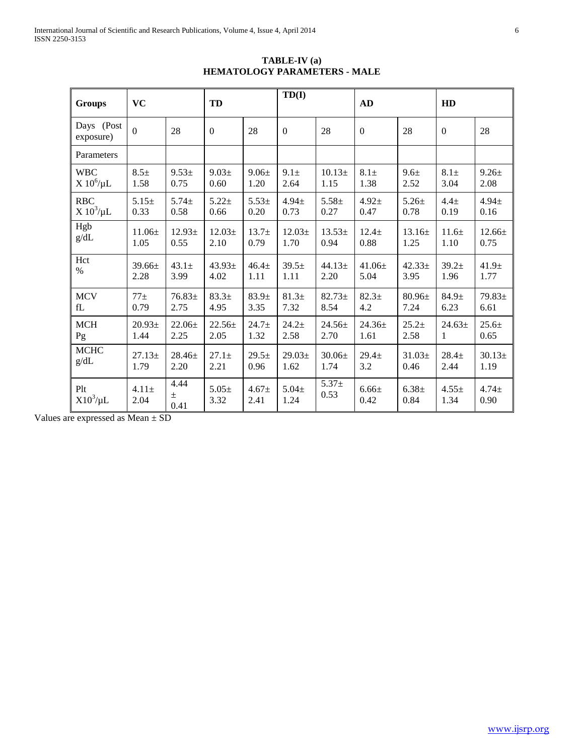**TABLE-IV (a)**
**HEMATOLOGY PARAMETERS - MALE**

| Groups | VC | | TD | | TD(I) | | AD | | HD | |
|---|---|---|---|---|---|---|---|---|---|---|
| Days (Post exposure) | 0 | 28 | 0 | 28 | 0 | 28 | 0 | 28 | 0 | 28 |
| Parameters | | | | | | | | | | |
| WBC X $10^6$/μL | 8.5± 1.58 | 9.53± 0.75 | 9.03± 0.60 | 9.06± 1.20 | 9.1± 2.64 | 10.13± 1.15 | 8.1± 1.38 | 9.6± 2.52 | 8.1± 3.04 | 9.26± 2.08 |
| RBC X $10^3$/μL | 5.15± 0.33 | 5.74± 0.58 | 5.22± 0.66 | 5.53± 0.20 | 4.94± 0.73 | 5.58± 0.27 | 4.92± 0.47 | 5.26± 0.78 | 4.4± 0.19 | 4.94± 0.16 |
| Hgb g/dL | 11.06± 1.05 | 12.93± 0.55 | 12.03± 2.10 | 13.7± 0.79 | 12.03± 1.70 | 13.53± 0.94 | 12.4± 0.88 | 13.16± 1.25 | 11.6± 1.10 | 12.66± 0.75 |
| Hct % | 39.66± 2.28 | 43.1± 3.99 | 43.93± 4.02 | 46.4± 1.11 | 39.5± 1.11 | 44.13± 2.20 | 41.06± 5.04 | 42.33± 3.95 | 39.2± 1.96 | 41.9± 1.77 |
| MCV fL | 77± 0.79 | 76.83± 2.75 | 83.3± 4.95 | 83.9± 3.35 | 81.3± 7.32 | 82.73± 8.54 | 82.3± 4.2 | 80.96± 7.24 | 84.9± 6.23 | 79.83± 6.61 |
| MCH Pg | 20.93± 1.44 | 22.06± 2.25 | 22.56± 2.05 | 24.7± 1.32 | 24.2± 2.58 | 24.56± 2.70 | 24.36± 1.61 | 25.2± 2.58 | 24.63± 1 | 25.6± 0.65 |
| MCHC g/dL | 27.13± 1.79 | 28.46± 2.20 | 27.1± 2.21 | 29.5± 0.96 | 29.03± 1.62 | 30.06± 1.74 | 29.4± 3.2 | 31.03± 0.46 | 28.4± 2.44 | 30.13± 1.19 |
| Plt X$10^3$/μL | 4.11± 2.04 | 4.44 ± 0.41 | 5.05± 3.32 | 4.67± 2.41 | 5.04± 1.24 | 5.37± 0.53 | 6.66± 0.42 | 6.38± 0.84 | 4.55± 1.34 | 4.74± 0.90 |

Values are expressed as Mean ± SD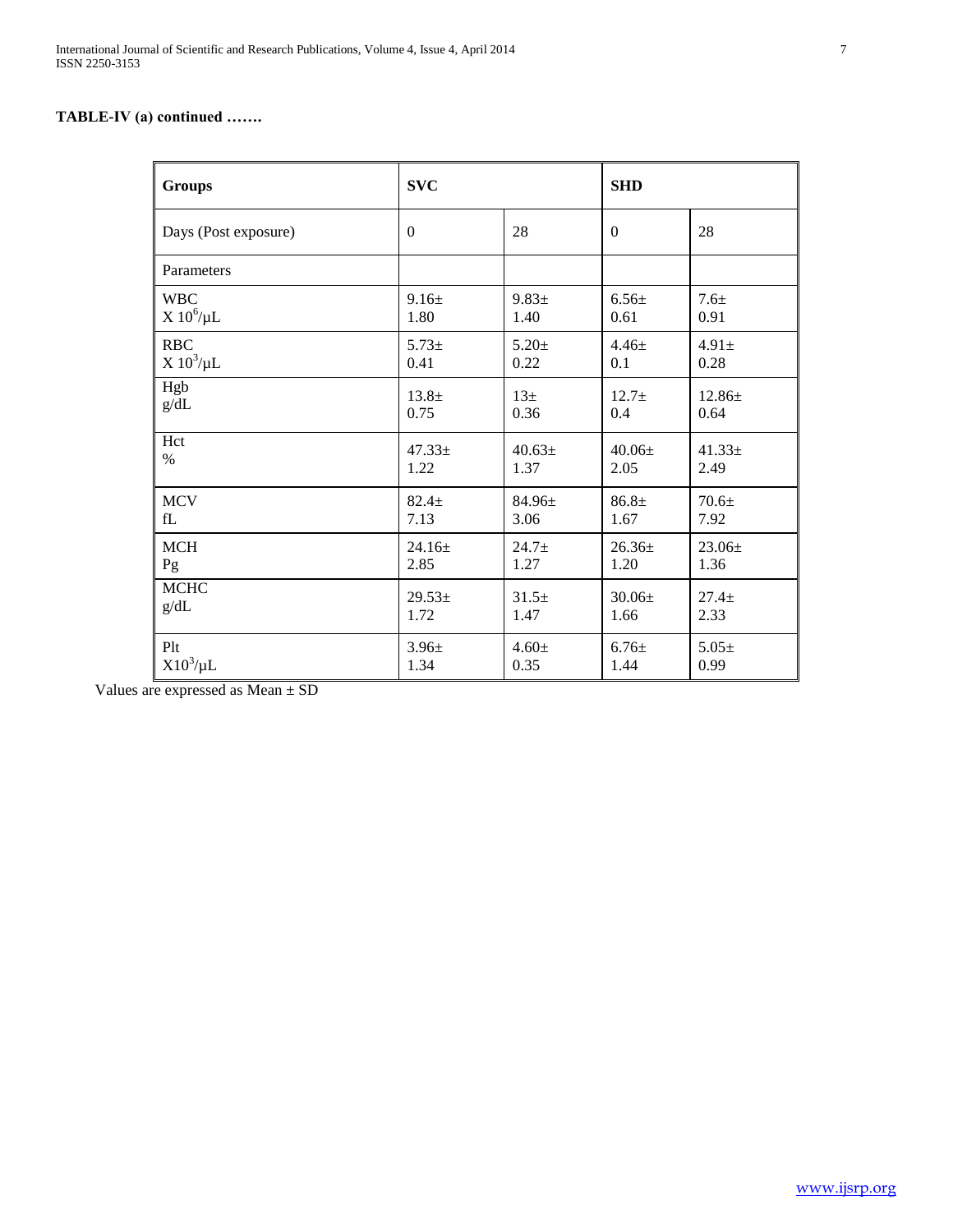**TABLE-IV (a) continued …….**

| Groups | SVC | | SHD | |
|---|---|---|---|---|
| Days (Post exposure) | 0 | 28 | 0 | 28 |
| Parameters | | | | |
| WBC $X\ 10^6/\mu L$ | 9.16± 1.80 | 9.83± 1.40 | 6.56± 0.61 | 7.6± 0.91 |
| RBC $X\ 10^3/\mu L$ | 5.73± 0.41 | 5.20± 0.22 | 4.46± 0.1 | 4.91± 0.28 |
| Hgb g/dL | 13.8± 0.75 | 13± 0.36 | 12.7± 0.4 | 12.86± 0.64 |
| Hct % | 47.33± 1.22 | 40.63± 1.37 | 40.06± 2.05 | 41.33± 2.49 |
| MCV fL | 82.4± 7.13 | 84.96± 3.06 | 86.8± 1.67 | 70.6± 7.92 |
| MCH Pg | 24.16± 2.85 | 24.7± 1.27 | 26.36± 1.20 | 23.06± 1.36 |
| MCHC g/dL | 29.53± 1.72 | 31.5± 1.47 | 30.06± 1.66 | 27.4± 2.33 |
| Plt $X10^3/\mu L$ | 3.96± 1.34 | 4.60± 0.35 | 6.76± 1.44 | 5.05± 0.99 |

Values are expressed as Mean ± SD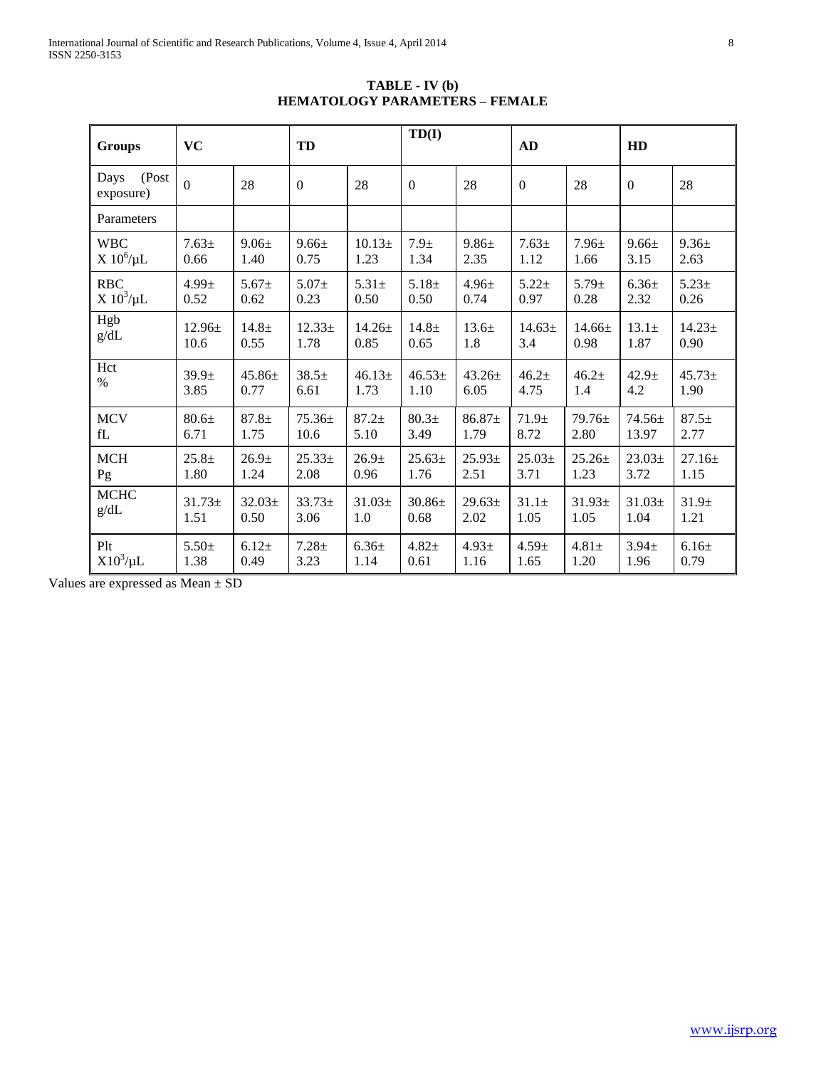**TABLE - IV (b)**
**HEMATOLOGY PARAMETERS – FEMALE**

| Groups | VC | | TD | | TD(I) | | AD | | HD | |
|---|---|---|---|---|---|---|---|---|---|---|
| Days (Post exposure) | 0 | 28 | 0 | 28 | 0 | 28 | 0 | 28 | 0 | 28 |
| Parameters | | | | | | | | | | |
| WBC X $10^6$/μL | 7.63± 0.66 | 9.06± 1.40 | 9.66± 0.75 | 10.13± 1.23 | 7.9± 1.34 | 9.86± 2.35 | 7.63± 1.12 | 7.96± 1.66 | 9.66± 3.15 | 9.36± 2.63 |
| RBC X $10^3$/μL | 4.99± 0.52 | 5.67± 0.62 | 5.07± 0.23 | 5.31± 0.50 | 5.18± 0.50 | 4.96± 0.74 | 5.22± 0.97 | 5.79± 0.28 | 6.36± 2.32 | 5.23± 0.26 |
| Hgb g/dL | 12.96± 10.6 | 14.8± 0.55 | 12.33± 1.78 | 14.26± 0.85 | 14.8± 0.65 | 13.6± 1.8 | 14.63± 3.4 | 14.66± 0.98 | 13.1± 1.87 | 14.23± 0.90 |
| Hct % | 39.9± 3.85 | 45.86± 0.77 | 38.5± 6.61 | 46.13± 1.73 | 46.53± 1.10 | 43.26± 6.05 | 46.2± 4.75 | 46.2± 1.4 | 42.9± 4.2 | 45.73± 1.90 |
| MCV fL | 80.6± 6.71 | 87.8± 1.75 | 75.36± 10.6 | 87.2± 5.10 | 80.3± 3.49 | 86.87± 1.79 | 71.9± 8.72 | 79.76± 2.80 | 74.56± 13.97 | 87.5± 2.77 |
| MCH Pg | 25.8± 1.80 | 26.9± 1.24 | 25.33± 2.08 | 26.9± 0.96 | 25.63± 1.76 | 25.93± 2.51 | 25.03± 3.71 | 25.26± 1.23 | 23.03± 3.72 | 27.16± 1.15 |
| MCHC g/dL | 31.73± 1.51 | 32.03± 0.50 | 33.73± 3.06 | 31.03± 1.0 | 30.86± 0.68 | 29.63± 2.02 | 31.1± 1.05 | 31.93± 1.05 | 31.03± 1.04 | 31.9± 1.21 |
| Plt X$10^3$/μL | 5.50± 1.38 | 6.12± 0.49 | 7.28± 3.23 | 6.36± 1.14 | 4.82± 0.61 | 4.93± 1.16 | 4.59± 1.65 | 4.81± 1.20 | 3.94± 1.96 | 6.16± 0.79 |

Values are expressed as Mean ± SD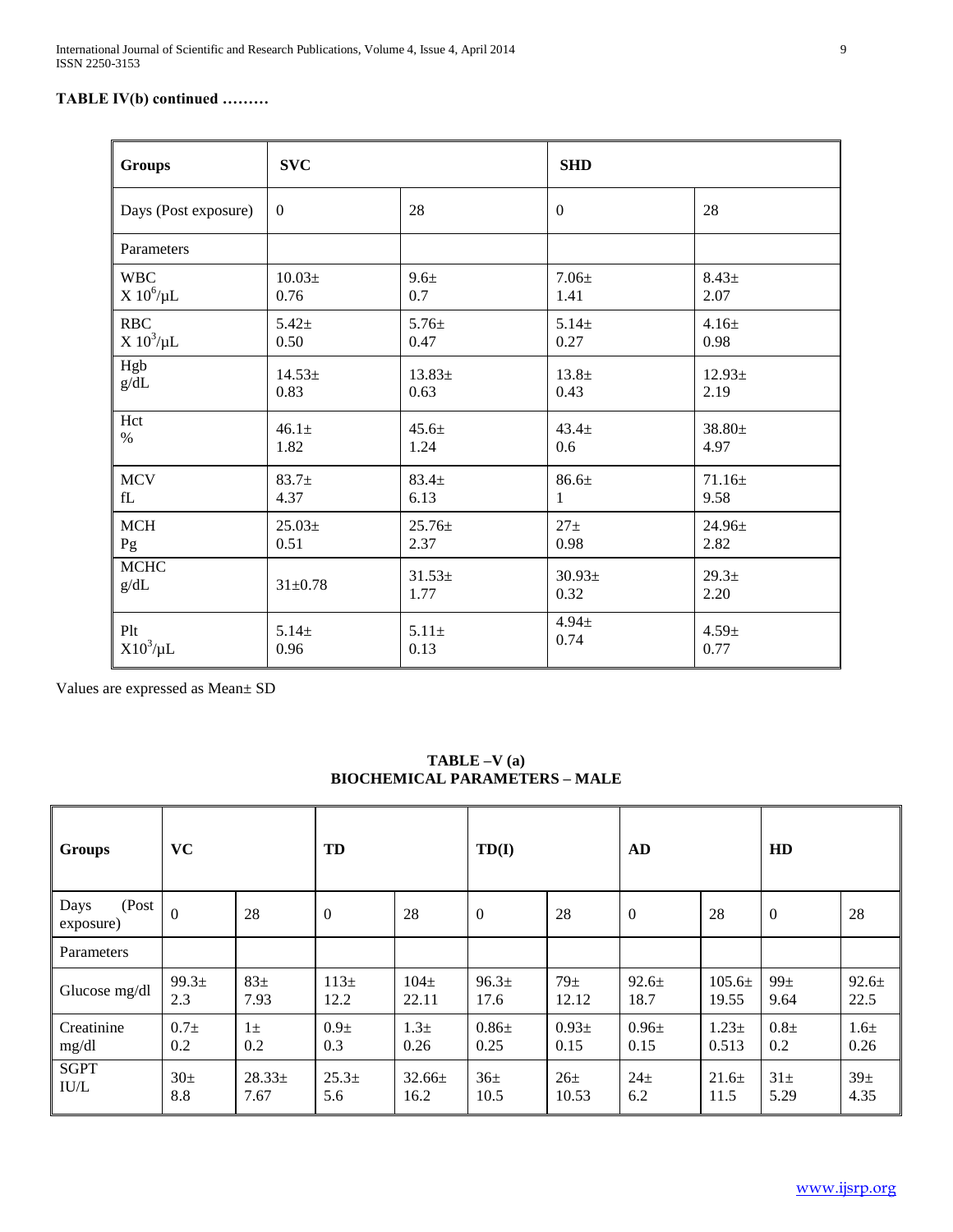**TABLE IV(b) continued ………**

| Groups | SVC | | SHD | |
|---|---|---|---|---|
| Days (Post exposure) | 0 | 28 | 0 | 28 |
| Parameters | | | | |
| WBC X $10^6$/μL | 10.03± 0.76 | 9.6± 0.7 | 7.06± 1.41 | 8.43± 2.07 |
| RBC X $10^3$/μL | 5.42± 0.50 | 5.76± 0.47 | 5.14± 0.27 | 4.16± 0.98 |
| Hgb g/dL | 14.53± 0.83 | 13.83± 0.63 | 13.8± 0.43 | 12.93± 2.19 |
| Hct % | 46.1± 1.82 | 45.6± 1.24 | 43.4± 0.6 | 38.80± 4.97 |
| MCV fL | 83.7± 4.37 | 83.4± 6.13 | 86.6± 1 | 71.16± 9.58 |
| MCH Pg | 25.03± 0.51 | 25.76± 2.37 | 27± 0.98 | 24.96± 2.82 |
| MCHC g/dL | 31±0.78 | 31.53± 1.77 | 30.93± 0.32 | 29.3± 2.20 |
| Plt X$10^3$/μL | 5.14± 0.96 | 5.11± 0.13 | 4.94± 0.74 | 4.59± 0.77 |

Values are expressed as Mean± SD

**TABLE –V (a)**
**BIOCHEMICAL PARAMETERS – MALE**

| Groups | VC | | TD | | TD(I) | | AD | | HD | |
|---|---|---|---|---|---|---|---|---|---|---|
| Days (Post exposure) | 0 | 28 | 0 | 28 | 0 | 28 | 0 | 28 | 0 | 28 |
| Parameters | | | | | | | | | | |
| Glucose mg/dl | 99.3± 2.3 | 83± 7.93 | 113± 12.2 | 104± 22.11 | 96.3± 17.6 | 79± 12.12 | 92.6± 18.7 | 105.6± 19.55 | 99± 9.64 | 92.6± 22.5 |
| Creatinine mg/dl | 0.7± 0.2 | 1± 0.2 | 0.9± 0.3 | 1.3± 0.26 | 0.86± 0.25 | 0.93± 0.15 | 0.96± 0.15 | 1.23± 0.513 | 0.8± 0.2 | 1.6± 0.26 |
| SGPT IU/L | 30± 8.8 | 28.33± 7.67 | 25.3± 5.6 | 32.66± 16.2 | 36± 10.5 | 26± 10.53 | 24± 6.2 | 21.6± 11.5 | 31± 5.29 | 39± 4.35 |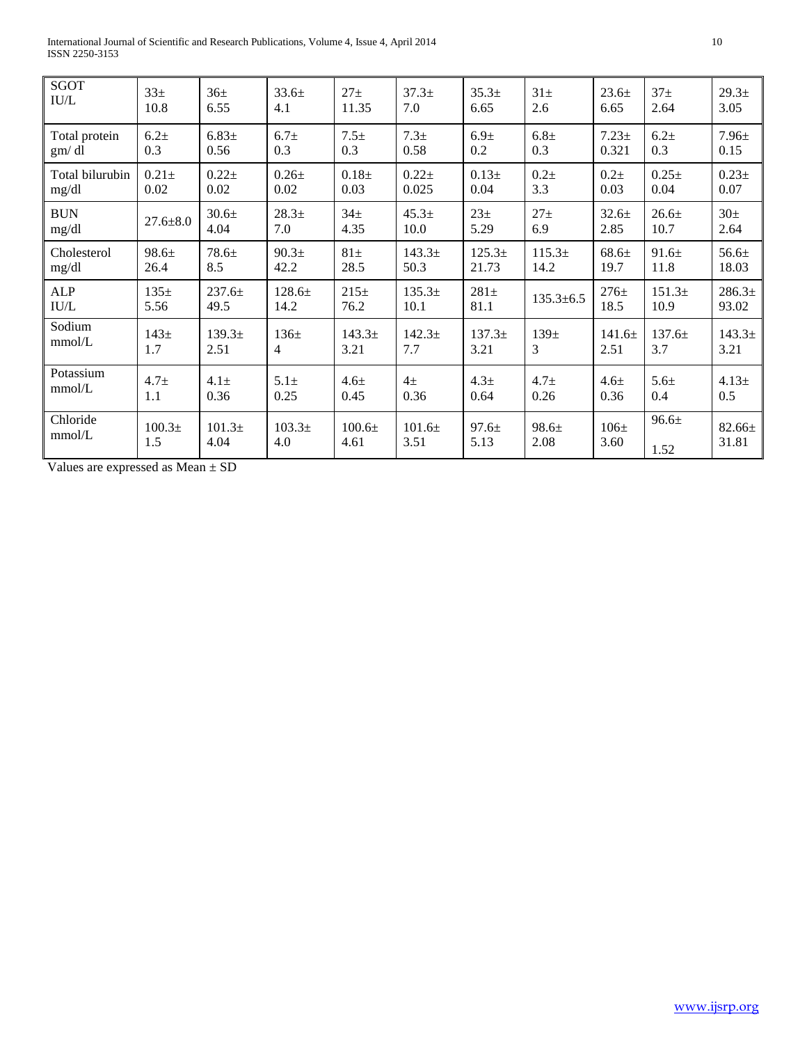| SGOT IU/L | 33± 10.8 | 36± 6.55 | 33.6± 4.1 | 27± 11.35 | 37.3± 7.0 | 35.3± 6.65 | 31± 2.6 | 23.6± 6.65 | 37± 2.64 | 29.3± 3.05 |
|---|---|---|---|---|---|---|---|---|---|---|
| Total protein gm/ dl | 6.2± 0.3 | 6.83± 0.56 | 6.7± 0.3 | 7.5± 0.3 | 7.3± 0.58 | 6.9± 0.2 | 6.8± 0.3 | 7.23± 0.321 | 6.2± 0.3 | 7.96± 0.15 |
| Total bilurubin mg/dl | 0.21± 0.02 | 0.22± 0.02 | 0.26± 0.02 | 0.18± 0.03 | 0.22± 0.025 | 0.13± 0.04 | 0.2± 3.3 | 0.2± 0.03 | 0.25± 0.04 | 0.23± 0.07 |
| BUN mg/dl | 27.6±8.0 | 30.6± 4.04 | 28.3± 7.0 | 34± 4.35 | 45.3± 10.0 | 23± 5.29 | 27± 6.9 | 32.6± 2.85 | 26.6± 10.7 | 30± 2.64 |
| Cholesterol mg/dl | 98.6± 26.4 | 78.6± 8.5 | 90.3± 42.2 | 81± 28.5 | 143.3± 50.3 | 125.3± 21.73 | 115.3± 14.2 | 68.6± 19.7 | 91.6± 11.8 | 56.6± 18.03 |
| ALP IU/L | 135± 5.56 | 237.6± 49.5 | 128.6± 14.2 | 215± 76.2 | 135.3± 10.1 | 281± 81.1 | 135.3±6.5 | 276± 18.5 | 151.3± 10.9 | 286.3± 93.02 |
| Sodium mmol/L | 143± 1.7 | 139.3± 2.51 | 136± 4 | 143.3± 3.21 | 142.3± 7.7 | 137.3± 3.21 | 139± 3 | 141.6± 2.51 | 137.6± 3.7 | 143.3± 3.21 |
| Potassium mmol/L | 4.7± 1.1 | 4.1± 0.36 | 5.1± 0.25 | 4.6± 0.45 | 4± 0.36 | 4.3± 0.64 | 4.7± 0.26 | 4.6± 0.36 | 5.6± 0.4 | 4.13± 0.5 |
| Chloride mmol/L | 100.3± 1.5 | 101.3± 4.04 | 103.3± 4.0 | 100.6± 4.61 | 101.6± 3.51 | 97.6± 5.13 | 98.6± 2.08 | 106± 3.60 | 96.6± 1.52 | 82.66± 31.81 |

Values are expressed as Mean ± SD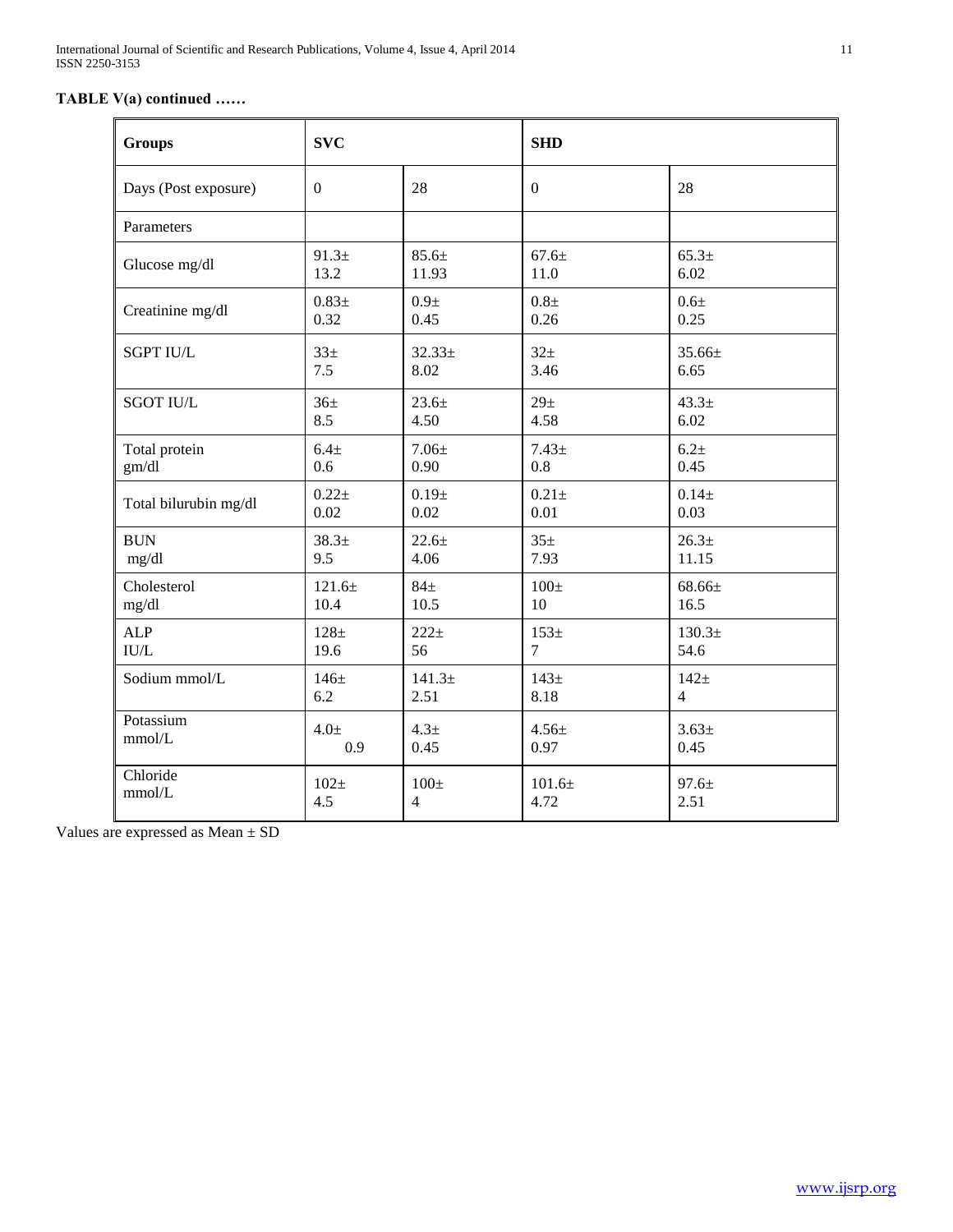**TABLE V(a) continued ……**

| Groups | SVC | | SHD | |
|---|---|---|---|---|
| Days (Post exposure) | 0 | 28 | 0 | 28 |
| Parameters | | | | |
| Glucose mg/dl | 91.3± 13.2 | 85.6± 11.93 | 67.6± 11.0 | 65.3± 6.02 |
| Creatinine mg/dl | 0.83± 0.32 | 0.9± 0.45 | 0.8± 0.26 | 0.6± 0.25 |
| SGPT IU/L | 33± 7.5 | 32.33± 8.02 | 32± 3.46 | 35.66± 6.65 |
| SGOT IU/L | 36± 8.5 | 23.6± 4.50 | 29± 4.58 | 43.3± 6.02 |
| Total protein gm/dl | 6.4± 0.6 | 7.06± 0.90 | 7.43± 0.8 | 6.2± 0.45 |
| Total bilurubin mg/dl | 0.22± 0.02 | 0.19± 0.02 | 0.21± 0.01 | 0.14± 0.03 |
| BUN mg/dl | 38.3± 9.5 | 22.6± 4.06 | 35± 7.93 | 26.3± 11.15 |
| Cholesterol mg/dl | 121.6± 10.4 | 84± 10.5 | 100± 10 | 68.66± 16.5 |
| ALP IU/L | 128± 19.6 | 222± 56 | 153± 7 | 130.3± 54.6 |
| Sodium mmol/L | 146± 6.2 | 141.3± 2.51 | 143± 8.18 | 142± 4 |
| Potassium mmol/L | 4.0± 0.9 | 4.3± 0.45 | 4.56± 0.97 | 3.63± 0.45 |
| Chloride mmol/L | 102± 4.5 | 100± 4 | 101.6± 4.72 | 97.6± 2.51 |

Values are expressed as Mean ± SD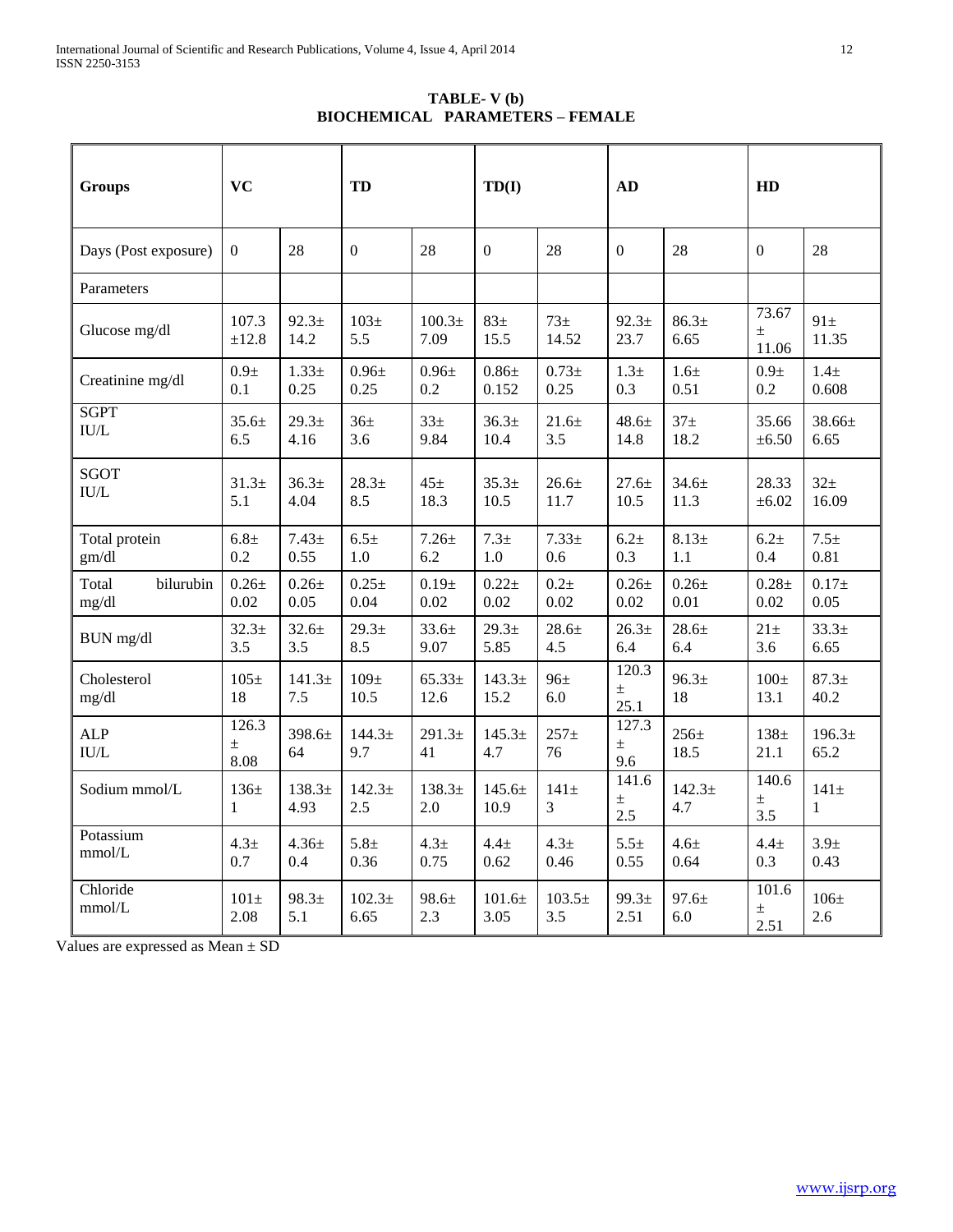**TABLE- V (b)**
**BIOCHEMICAL PARAMETERS – FEMALE**

| Groups | VC | | TD | | TD(I) | | AD | | HD | |
|---|---|---|---|---|---|---|---|---|---|---|
| Days (Post exposure) | 0 | 28 | 0 | 28 | 0 | 28 | 0 | 28 | 0 | 28 |
| Parameters | | | | | | | | | | |
| Glucose mg/dl | 107.3 ±12.8 | 92.3± 14.2 | 103± 5.5 | 100.3± 7.09 | 83± 15.5 | 73± 14.52 | 92.3± 23.7 | 86.3± 6.65 | 73.67 ± 11.06 | 91± 11.35 |
| Creatinine mg/dl | 0.9± 0.1 | 1.33± 0.25 | 0.96± 0.25 | 0.96± 0.2 | 0.86± 0.152 | 0.73± 0.25 | 1.3± 0.3 | 1.6± 0.51 | 0.9± 0.2 | 1.4± 0.608 |
| SGPT IU/L | 35.6± 6.5 | 29.3± 4.16 | 36± 3.6 | 33± 9.84 | 36.3± 10.4 | 21.6± 3.5 | 48.6± 14.8 | 37± 18.2 | 35.66 ±6.50 | 38.66± 6.65 |
| SGOT IU/L | 31.3± 5.1 | 36.3± 4.04 | 28.3± 8.5 | 45± 18.3 | 35.3± 10.5 | 26.6± 11.7 | 27.6± 10.5 | 34.6± 11.3 | 28.33 ±6.02 | 32± 16.09 |
| Total protein gm/dl | 6.8± 0.2 | 7.43± 0.55 | 6.5± 1.0 | 7.26± 6.2 | 7.3± 1.0 | 7.33± 0.6 | 6.2± 0.3 | 8.13± 1.1 | 6.2± 0.4 | 7.5± 0.81 |
| Total bilurubin mg/dl | 0.26± 0.02 | 0.26± 0.05 | 0.25± 0.04 | 0.19± 0.02 | 0.22± 0.02 | 0.2± 0.02 | 0.26± 0.02 | 0.26± 0.01 | 0.28± 0.02 | 0.17± 0.05 |
| BUN mg/dl | 32.3± 3.5 | 32.6± 3.5 | 29.3± 8.5 | 33.6± 9.07 | 29.3± 5.85 | 28.6± 4.5 | 26.3± 6.4 | 28.6± 6.4 | 21± 3.6 | 33.3± 6.65 |
| Cholesterol mg/dl | 105± 18 | 141.3± 7.5 | 109± 10.5 | 65.33± 12.6 | 143.3± 15.2 | 96± 6.0 | 120.3 ± 25.1 | 96.3± 18 | 100± 13.1 | 87.3± 40.2 |
| ALP IU/L | 126.3 ± 8.08 | 398.6± 64 | 144.3± 9.7 | 291.3± 41 | 145.3± 4.7 | 257± 76 | 127.3 ± 9.6 | 256± 18.5 | 138± 21.1 | 196.3± 65.2 |
| Sodium mmol/L | 136± 1 | 138.3± 4.93 | 142.3± 2.5 | 138.3± 2.0 | 145.6± 10.9 | 141± 3 | 141.6 ± 2.5 | 142.3± 4.7 | 140.6 ± 3.5 | 141± 1 |
| Potassium mmol/L | 4.3± 0.7 | 4.36± 0.4 | 5.8± 0.36 | 4.3± 0.75 | 4.4± 0.62 | 4.3± 0.46 | 5.5± 0.55 | 4.6± 0.64 | 4.4± 0.3 | 3.9± 0.43 |
| Chloride mmol/L | 101± 2.08 | 98.3± 5.1 | 102.3± 6.65 | 98.6± 2.3 | 101.6± 3.05 | 103.5± 3.5 | 99.3± 2.51 | 97.6± 6.0 | 101.6 ± 2.51 | 106± 2.6 |

Values are expressed as Mean ± SD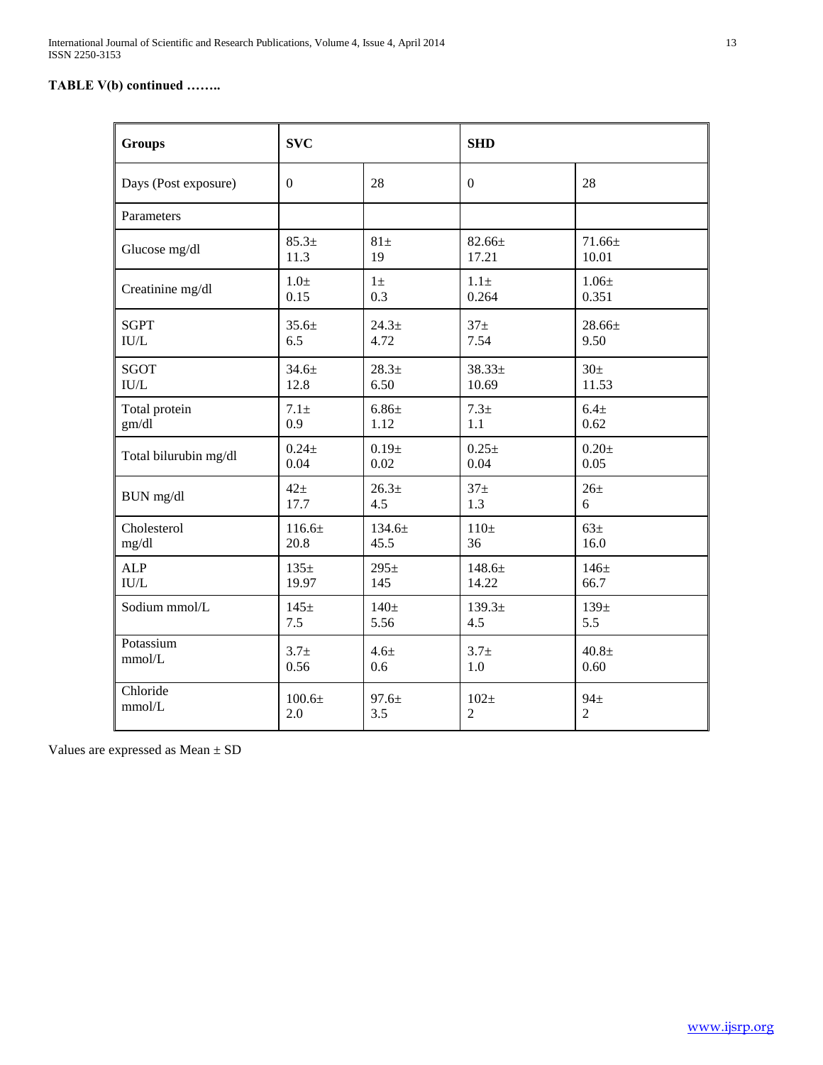**TABLE V(b) continued ……..**

| Groups | SVC | | SHD | |
|---|---|---|---|---|
| Days (Post exposure) | 0 | 28 | 0 | 28 |
| Parameters | | | | |
| Glucose mg/dl | 85.3± 11.3 | 81± 19 | 82.66± 17.21 | 71.66± 10.01 |
| Creatinine mg/dl | 1.0± 0.15 | 1± 0.3 | 1.1± 0.264 | 1.06± 0.351 |
| SGPT IU/L | 35.6± 6.5 | 24.3± 4.72 | 37± 7.54 | 28.66± 9.50 |
| SGOT IU/L | 34.6± 12.8 | 28.3± 6.50 | 38.33± 10.69 | 30± 11.53 |
| Total protein gm/dl | 7.1± 0.9 | 6.86± 1.12 | 7.3± 1.1 | 6.4± 0.62 |
| Total bilurubin mg/dl | 0.24± 0.04 | 0.19± 0.02 | 0.25± 0.04 | 0.20± 0.05 |
| BUN mg/dl | 42± 17.7 | 26.3± 4.5 | 37± 1.3 | 26± 6 |
| Cholesterol mg/dl | 116.6± 20.8 | 134.6± 45.5 | 110± 36 | 63± 16.0 |
| ALP IU/L | 135± 19.97 | 295± 145 | 148.6± 14.22 | 146± 66.7 |
| Sodium mmol/L | 145± 7.5 | 140± 5.56 | 139.3± 4.5 | 139± 5.5 |
| Potassium mmol/L | 3.7± 0.56 | 4.6± 0.6 | 3.7± 1.0 | 40.8± 0.60 |
| Chloride mmol/L | 100.6± 2.0 | 97.6± 3.5 | 102± 2 | 94± 2 |

Values are expressed as Mean ± SD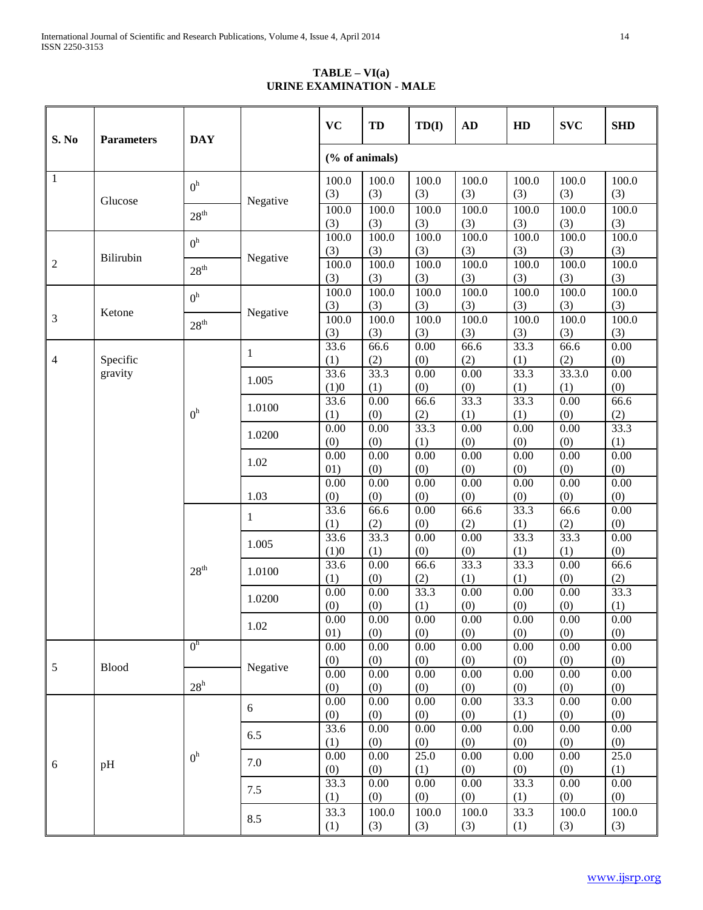**TABLE – VI(a)**
**URINE EXAMINATION - MALE**

| S. No | Parameters | DAY | | VC | TD | TD(I) | AD | HD | SVC | SHD |
|---|---|---|---|---|---|---|---|---|---|---|
| | | | | (% of animals) | | | | | | |
| 1 | Glucose | 0[h] | Negative | 100.0 (3) | 100.0 (3) | 100.0 (3) | 100.0 (3) | 100.0 (3) | 100.0 (3) | 100.0 (3) |
| | | 28[th] | | 100.0 (3) | 100.0 (3) | 100.0 (3) | 100.0 (3) | 100.0 (3) | 100.0 (3) | 100.0 (3) |
| 2 | Bilirubin | 0[h] | Negative | 100.0 (3) | 100.0 (3) | 100.0 (3) | 100.0 (3) | 100.0 (3) | 100.0 (3) | 100.0 (3) |
| | | 28[th] | | 100.0 (3) | 100.0 (3) | 100.0 (3) | 100.0 (3) | 100.0 (3) | 100.0 (3) | 100.0 (3) |
| 3 | Ketone | 0[h] | Negative | 100.0 (3) | 100.0 (3) | 100.0 (3) | 100.0 (3) | 100.0 (3) | 100.0 (3) | 100.0 (3) |
| | | 28[th] | | 100.0 (3) | 100.0 (3) | 100.0 (3) | 100.0 (3) | 100.0 (3) | 100.0 (3) | 100.0 (3) |
| 4 | Specific gravity | 0[h] | 1 | 33.6 (1) | 66.6 (2) | 0.00 (0) | 66.6 (2) | 33.3 (1) | 66.6 (2) | 0.00 (0) |
| | | | 1.005 | 33.6 (1)0 | 33.3 (1) | 0.00 (0) | 0.00 (0) | 33.3 (1) | 33.3.0 (1) | 0.00 (0) |
| | | | 1.0100 | 33.6 (1) | 0.00 (0) | 66.6 (2) | 33.3 (1) | 33.3 (1) | 0.00 (0) | 66.6 (2) |
| | | | 1.0200 | 0.00 (0) | 0.00 (0) | 33.3 (1) | 0.00 (0) | 0.00 (0) | 0.00 (0) | 33.3 (1) |
| | | | 1.02 | 0.00 01) | 0.00 (0) | 0.00 (0) | 0.00 (0) | 0.00 (0) | 0.00 (0) | 0.00 (0) |
| | | | 1.03 | 0.00 (0) | 0.00 (0) | 0.00 (0) | 0.00 (0) | 0.00 (0) | 0.00 (0) | 0.00 (0) |
| | | 28[th] | 1 | 33.6 (1) | 66.6 (2) | 0.00 (0) | 66.6 (2) | 33.3 (1) | 66.6 (2) | 0.00 (0) |
| | | | 1.005 | 33.6 (1)0 | 33.3 (1) | 0.00 (0) | 0.00 (0) | 33.3 (1) | 33.3 (1) | 0.00 (0) |
| | | | 1.0100 | 33.6 (1) | 0.00 (0) | 66.6 (2) | 33.3 (1) | 33.3 (1) | 0.00 (0) | 66.6 (2) |
| | | | 1.0200 | 0.00 (0) | 0.00 (0) | 33.3 (1) | 0.00 (0) | 0.00 (0) | 0.00 (0) | 33.3 (1) |
| | | | 1.02 | 0.00 01) | 0.00 (0) | 0.00 (0) | 0.00 (0) | 0.00 (0) | 0.00 (0) | 0.00 (0) |
| 5 | Blood | 0[h] | Negative | 0.00 (0) | 0.00 (0) | 0.00 (0) | 0.00 (0) | 0.00 (0) | 0.00 (0) | 0.00 (0) |
| | | 28[h] | | 0.00 (0) | 0.00 (0) | 0.00 (0) | 0.00 (0) | 0.00 (0) | 0.00 (0) | 0.00 (0) |
| 6 | pH | 0[h] | 6 | 0.00 (0) | 0.00 (0) | 0.00 (0) | 0.00 (0) | 33.3 (1) | 0.00 (0) | 0.00 (0) |
| | | | 6.5 | 33.6 (1) | 0.00 (0) | 0.00 (0) | 0.00 (0) | 0.00 (0) | 0.00 (0) | 0.00 (0) |
| | | | 7.0 | 0.00 (0) | 0.00 (0) | 25.0 (1) | 0.00 (0) | 0.00 (0) | 0.00 (0) | 25.0 (1) |
| | | | 7.5 | 33.3 (1) | 0.00 (0) | 0.00 (0) | 0.00 (0) | 33.3 (1) | 0.00 (0) | 0.00 (0) |
| | | | 8.5 | 33.3 (1) | 100.0 (3) | 100.0 (3) | 100.0 (3) | 33.3 (1) | 100.0 (3) | 100.0 (3) |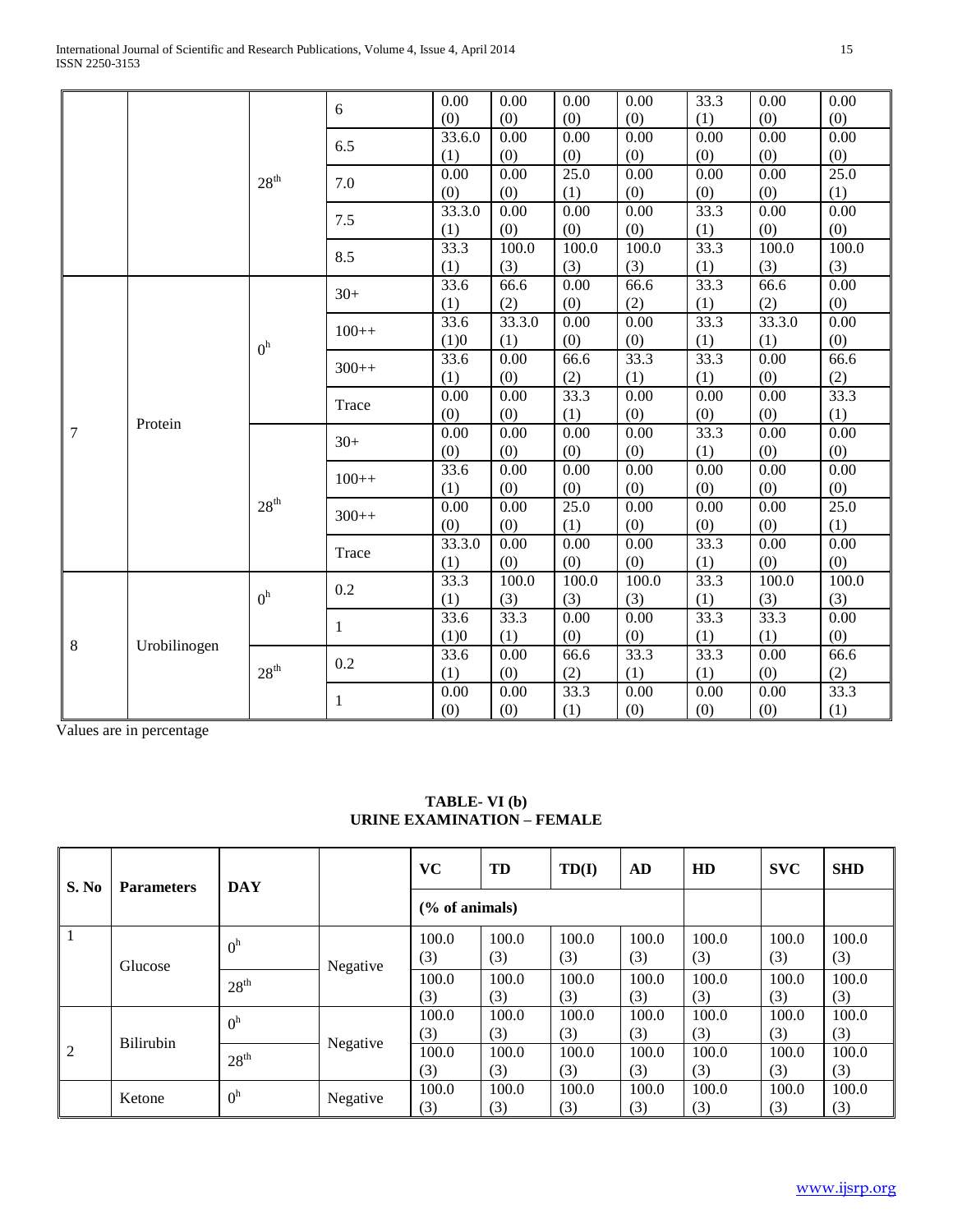| | | | | | | | | | | |
|---|---|---|---|---|---|---|---|---|---|---|
| | | $28^{th}$ | 6 | 0.00 (0) | 0.00 (0) | 0.00 (0) | 0.00 (0) | 33.3 (1) | 0.00 (0) | 0.00 (0) |
| | | | 6.5 | 33.6.0 (1) | 0.00 (0) | 0.00 (0) | 0.00 (0) | 0.00 (0) | 0.00 (0) | 0.00 (0) |
| | | | 7.0 | 0.00 (0) | 0.00 (0) | 25.0 (1) | 0.00 (0) | 0.00 (0) | 0.00 (0) | 25.0 (1) |
| | | | 7.5 | 33.3.0 (1) | 0.00 (0) | 0.00 (0) | 0.00 (0) | 33.3 (1) | 0.00 (0) | 0.00 (0) |
| | | | 8.5 | 33.3 (1) | 100.0 (3) | 100.0 (3) | 100.0 (3) | 33.3 (1) | 100.0 (3) | 100.0 (3) |
| 7 | Protein | $0^h$ | 30+ | 33.6 (1) | 66.6 (2) | 0.00 (0) | 66.6 (2) | 33.3 (1) | 66.6 (2) | 0.00 (0) |
| | | | 100++ | 33.6 (1)0 | 33.3.0 (1) | 0.00 (0) | 0.00 (0) | 33.3 (1) | 33.3.0 (1) | 0.00 (0) |
| | | | 300++ | 33.6 (1) | 0.00 (0) | 66.6 (2) | 33.3 (1) | 33.3 (1) | 0.00 (0) | 66.6 (2) |
| | | | Trace | 0.00 (0) | 0.00 (0) | 33.3 (1) | 0.00 (0) | 0.00 (0) | 0.00 (0) | 33.3 (1) |
| | | $28^{th}$ | 30+ | 0.00 (0) | 0.00 (0) | 0.00 (0) | 0.00 (0) | 33.3 (1) | 0.00 (0) | 0.00 (0) |
| | | | 100++ | 33.6 (1) | 0.00 (0) | 0.00 (0) | 0.00 (0) | 0.00 (0) | 0.00 (0) | 0.00 (0) |
| | | | 300++ | 0.00 (0) | 0.00 (0) | 25.0 (1) | 0.00 (0) | 0.00 (0) | 0.00 (0) | 25.0 (1) |
| | | | Trace | 33.3.0 (1) | 0.00 (0) | 0.00 (0) | 0.00 (0) | 33.3 (1) | 0.00 (0) | 0.00 (0) |
| 8 | Urobilinogen | $0^h$ | 0.2 | 33.3 (1) | 100.0 (3) | 100.0 (3) | 100.0 (3) | 33.3 (1) | 100.0 (3) | 100.0 (3) |
| | | | 1 | 33.6 (1)0 | 33.3 (1) | 0.00 (0) | 0.00 (0) | 33.3 (1) | 33.3 (1) | 0.00 (0) |
| | | $28^{th}$ | 0.2 | 33.6 (1) | 0.00 (0) | 66.6 (2) | 33.3 (1) | 33.3 (1) | 0.00 (0) | 66.6 (2) |
| | | | 1 | 0.00 (0) | 0.00 (0) | 33.3 (1) | 0.00 (0) | 0.00 (0) | 0.00 (0) | 33.3 (1) |

Values are in percentage

**TABLE- VI (b)**
**URINE EXAMINATION – FEMALE**

| S. No | Parameters | DAY | | VC | TD | TD(I) | AD | HD | SVC | SHD |
|---|---|---|---|---|---|---|---|---|---|---|
| | | | | (% of animals) | | | | | | |
| 1 | Glucose | $0^h$ | Negative | 100.0 (3) | 100.0 (3) | 100.0 (3) | 100.0 (3) | 100.0 (3) | 100.0 (3) | 100.0 (3) |
| | | $28^{th}$ | | 100.0 (3) | 100.0 (3) | 100.0 (3) | 100.0 (3) | 100.0 (3) | 100.0 (3) | 100.0 (3) |
| 2 | Bilirubin | $0^h$ | Negative | 100.0 (3) | 100.0 (3) | 100.0 (3) | 100.0 (3) | 100.0 (3) | 100.0 (3) | 100.0 (3) |
| | | $28^{th}$ | | 100.0 (3) | 100.0 (3) | 100.0 (3) | 100.0 (3) | 100.0 (3) | 100.0 (3) | 100.0 (3) |
| | Ketone | $0^h$ | Negative | 100.0 (3) | 100.0 (3) | 100.0 (3) | 100.0 (3) | 100.0 (3) | 100.0 (3) | 100.0 (3) |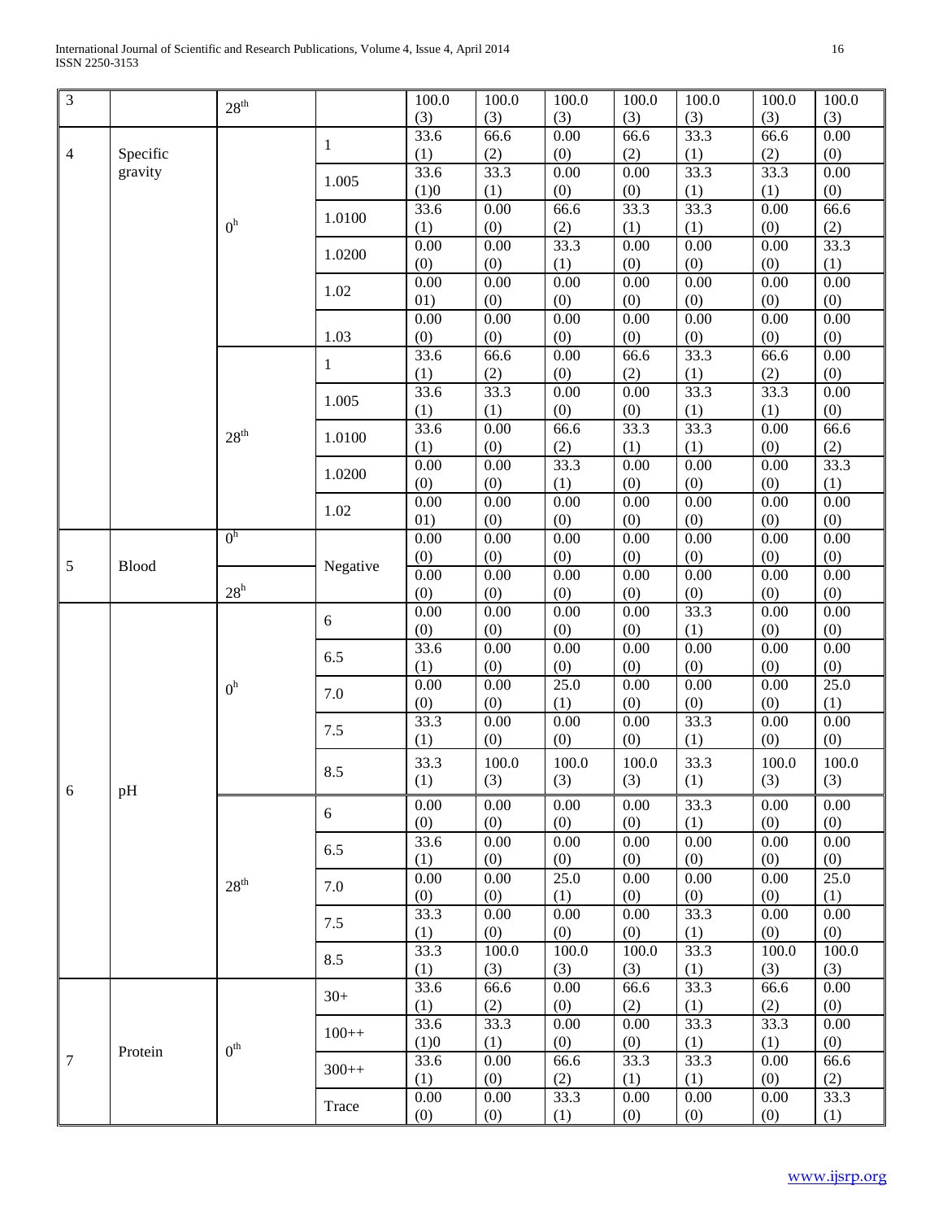| 3 | | $28^{th}$ | | 100.0 (3) | 100.0 (3) | 100.0 (3) | 100.0 (3) | 100.0 (3) | 100.0 (3) | 100.0 (3) |
|---|---|---|---|---|---|---|---|---|---|---|
| 4 | Specific gravity | $0^{h}$ | 1 | 33.6 (1) | 66.6 (2) | 0.00 (0) | 66.6 (2) | 33.3 (1) | 66.6 (2) | 0.00 (0) |
| | | | 1.005 | 33.6 (1)0 | 33.3 (1) | 0.00 (0) | 0.00 (0) | 33.3 (1) | 33.3 (1) | 0.00 (0) |
| | | | 1.0100 | 33.6 (1) | 0.00 (0) | 66.6 (2) | 33.3 (1) | 33.3 (1) | 0.00 (0) | 66.6 (2) |
| | | | 1.0200 | 0.00 (0) | 0.00 (0) | 33.3 (1) | 0.00 (0) | 0.00 (0) | 0.00 (0) | 33.3 (1) |
| | | | 1.02 | 0.00 01) | 0.00 (0) | 0.00 (0) | 0.00 (0) | 0.00 (0) | 0.00 (0) | 0.00 (0) |
| | | | 1.03 | 0.00 (0) | 0.00 (0) | 0.00 (0) | 0.00 (0) | 0.00 (0) | 0.00 (0) | 0.00 (0) |
| | | $28^{th}$ | 1 | 33.6 (1) | 66.6 (2) | 0.00 (0) | 66.6 (2) | 33.3 (1) | 66.6 (2) | 0.00 (0) |
| | | | 1.005 | 33.6 (1) | 33.3 (1) | 0.00 (0) | 0.00 (0) | 33.3 (1) | 33.3 (1) | 0.00 (0) |
| | | | 1.0100 | 33.6 (1) | 0.00 (0) | 66.6 (2) | 33.3 (1) | 33.3 (1) | 0.00 (0) | 66.6 (2) |
| | | | 1.0200 | 0.00 (0) | 0.00 (0) | 33.3 (1) | 0.00 (0) | 0.00 (0) | 0.00 (0) | 33.3 (1) |
| | | | 1.02 | 0.00 01) | 0.00 (0) | 0.00 (0) | 0.00 (0) | 0.00 (0) | 0.00 (0) | 0.00 (0) |
| 5 | Blood | $0^{h}$ | Negative | 0.00 (0) | 0.00 (0) | 0.00 (0) | 0.00 (0) | 0.00 (0) | 0.00 (0) | 0.00 (0) |
| | | $28^{h}$ | | 0.00 (0) | 0.00 (0) | 0.00 (0) | 0.00 (0) | 0.00 (0) | 0.00 (0) | 0.00 (0) |
| 6 | pH | $0^{h}$ | 6 | 0.00 (0) | 0.00 (0) | 0.00 (0) | 0.00 (0) | 33.3 (1) | 0.00 (0) | 0.00 (0) |
| | | | 6.5 | 33.6 (1) | 0.00 (0) | 0.00 (0) | 0.00 (0) | 0.00 (0) | 0.00 (0) | 0.00 (0) |
| | | | 7.0 | 0.00 (0) | 0.00 (0) | 25.0 (1) | 0.00 (0) | 0.00 (0) | 0.00 (0) | 25.0 (1) |
| | | | 7.5 | 33.3 (1) | 0.00 (0) | 0.00 (0) | 0.00 (0) | 33.3 (1) | 0.00 (0) | 0.00 (0) |
| | | | 8.5 | 33.3 (1) | 100.0 (3) | 100.0 (3) | 100.0 (3) | 33.3 (1) | 100.0 (3) | 100.0 (3) |
| | | $28^{th}$ | 6 | 0.00 (0) | 0.00 (0) | 0.00 (0) | 0.00 (0) | 33.3 (1) | 0.00 (0) | 0.00 (0) |
| | | | 6.5 | 33.6 (1) | 0.00 (0) | 0.00 (0) | 0.00 (0) | 0.00 (0) | 0.00 (0) | 0.00 (0) |
| | | | 7.0 | 0.00 (0) | 0.00 (0) | 25.0 (1) | 0.00 (0) | 0.00 (0) | 0.00 (0) | 25.0 (1) |
| | | | 7.5 | 33.3 (1) | 0.00 (0) | 0.00 (0) | 0.00 (0) | 33.3 (1) | 0.00 (0) | 0.00 (0) |
| | | | 8.5 | 33.3 (1) | 100.0 (3) | 100.0 (3) | 100.0 (3) | 33.3 (1) | 100.0 (3) | 100.0 (3) |
| 7 | Protein | $0^{th}$ | 30+ | 33.6 (1) | 66.6 (2) | 0.00 (0) | 66.6 (2) | 33.3 (1) | 66.6 (2) | 0.00 (0) |
| | | | 100++ | 33.6 (1)0 | 33.3 (1) | 0.00 (0) | 0.00 (0) | 33.3 (1) | 33.3 (1) | 0.00 (0) |
| | | | 300++ | 33.6 (1) | 0.00 (0) | 66.6 (2) | 33.3 (1) | 33.3 (1) | 0.00 (0) | 66.6 (2) |
| | | | Trace | 0.00 (0) | 0.00 (0) | 33.3 (1) | 0.00 (0) | 0.00 (0) | 0.00 (0) | 33.3 (1) |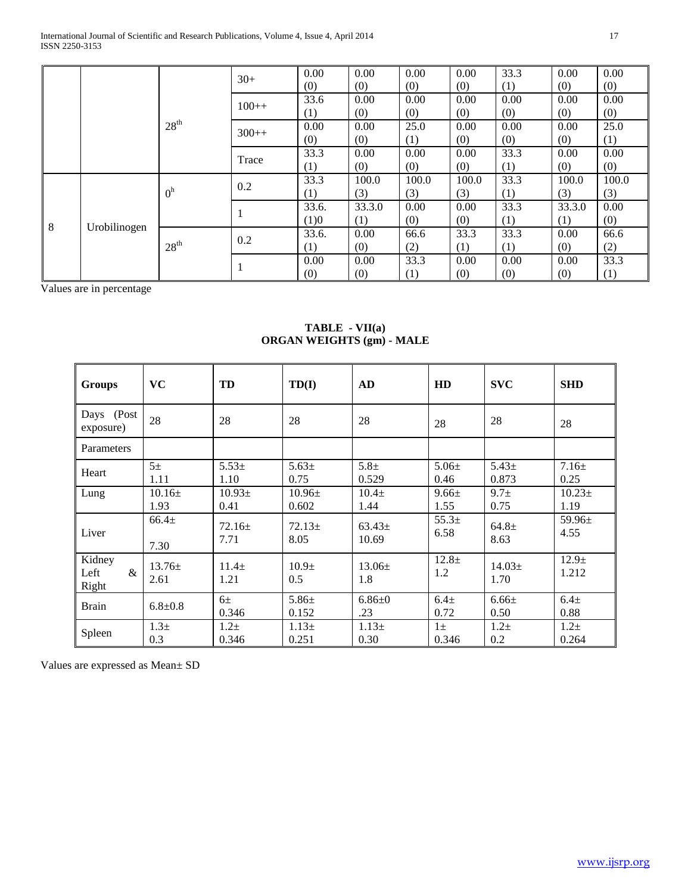|  |  |  |  |  |  |  |  |  |  |  |
|---|---|---|---|---|---|---|---|---|---|---|
|  |  | $28^{th}$ | 30+ | 0.00 (0) | 0.00 (0) | 0.00 (0) | 0.00 (0) | 33.3 (1) | 0.00 (0) | 0.00 (0) |
|  |  |  | 100++ | 33.6 (1) | 0.00 (0) | 0.00 (0) | 0.00 (0) | 0.00 (0) | 0.00 (0) | 0.00 (0) |
|  |  |  | 300++ | 0.00 (0) | 0.00 (0) | 25.0 (1) | 0.00 (0) | 0.00 (0) | 0.00 (0) | 25.0 (1) |
|  |  |  | Trace | 33.3 (1) | 0.00 (0) | 0.00 (0) | 0.00 (0) | 33.3 (1) | 0.00 (0) | 0.00 (0) |
| 8 | Urobilinogen | $0^{h}$ | 0.2 | 33.3 (1) | 100.0 (3) | 100.0 (3) | 100.0 (3) | 33.3 (1) | 100.0 (3) | 100.0 (3) |
|  |  |  | 1 | 33.6. (1)0 | 33.3.0 (1) | 0.00 (0) | 0.00 (0) | 33.3 (1) | 33.3.0 (1) | 0.00 (0) |
|  |  | $28^{th}$ | 0.2 | 33.6. (1) | 0.00 (0) | 66.6 (2) | 33.3 (1) | 33.3 (1) | 0.00 (0) | 66.6 (2) |
|  |  |  | 1 | 0.00 (0) | 0.00 (0) | 33.3 (1) | 0.00 (0) | 0.00 (0) | 0.00 (0) | 33.3 (1) |

Values are in percentage

**TABLE - VII(a)**
**ORGAN WEIGHTS (gm) - MALE**

| **Groups** | **VC** | **TD** | **TD(I)** | **AD** | **HD** | **SVC** | **SHD** |
|---|---|---|---|---|---|---|---|
| Days (Post exposure) | 28 | 28 | 28 | 28 | 28 | 28 | 28 |
| Parameters |  |  |  |  |  |  |  |
| Heart | 5± 1.11 | 5.53± 1.10 | 5.63± 0.75 | 5.8± 0.529 | 5.06± 0.46 | 5.43± 0.873 | 7.16± 0.25 |
| Lung | 10.16± 1.93 | 10.93± 0.41 | 10.96± 0.602 | 10.4± 1.44 | 9.66± 1.55 | 9.7± 0.75 | 10.23± 1.19 |
| Liver | 66.4± 7.30 | 72.16± 7.71 | 72.13± 8.05 | 63.43± 10.69 | 55.3± 6.58 | 64.8± 8.63 | 59.96± 4.55 |
| Kidney Left & Right | 13.76± 2.61 | 11.4± 1.21 | 10.9± 0.5 | 13.06± 1.8 | 12.8± 1.2 | 14.03± 1.70 | 12.9± 1.212 |
| Brain | 6.8±0.8 | 6± 0.346 | 5.86± 0.152 | 6.86±0 .23 | 6.4± 0.72 | 6.66± 0.50 | 6.4± 0.88 |
| Spleen | 1.3± 0.3 | 1.2± 0.346 | 1.13± 0.251 | 1.13± 0.30 | 1± 0.346 | 1.2± 0.2 | 1.2± 0.264 |

Values are expressed as Mean± SD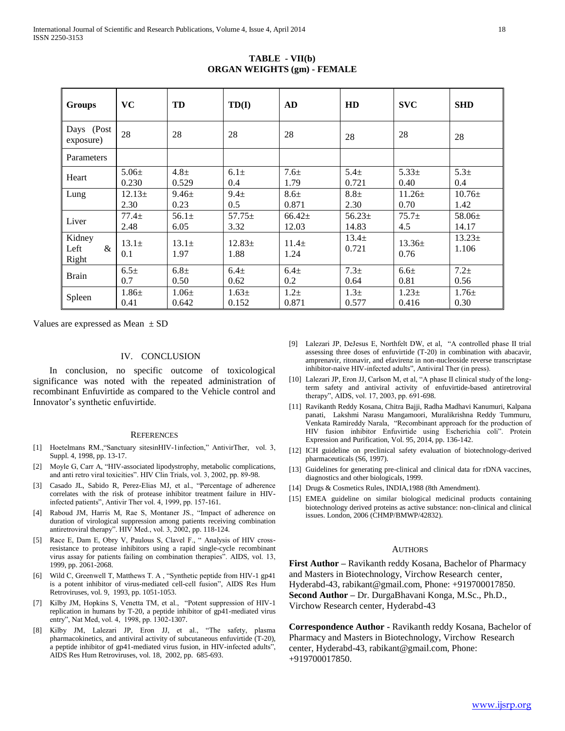**TABLE - VII(b)**
**ORGAN WEIGHTS (gm) - FEMALE**

| Groups | VC | TD | TD(I) | AD | HD | SVC | SHD |
|---|---|---|---|---|---|---|---|
| Days (Post exposure) | 28 | 28 | 28 | 28 | 28 | 28 | 28 |
| Parameters | | | | | | | |
| Heart | 5.06± 0.230 | 4.8± 0.529 | 6.1± 0.4 | 7.6± 1.79 | 5.4± 0.721 | 5.33± 0.40 | 5.3± 0.4 |
| Lung | 12.13± 2.30 | 9.46± 0.23 | 9.4± 0.5 | 8.6± 0.871 | 8.8± 2.30 | 11.26± 0.70 | 10.76± 1.42 |
| Liver | 77.4± 2.48 | 56.1± 6.05 | 57.75± 3.32 | 66.42± 12.03 | 56.23± 14.83 | 75.7± 4.5 | 58.06± 14.17 |
| Kidney Left & Right | 13.1± 0.1 | 13.1± 1.97 | 12.83± 1.88 | 11.4± 1.24 | 13.4± 0.721 | 13.36± 0.76 | 13.23± 1.106 |
| Brain | 6.5± 0.7 | 6.8± 0.50 | 6.4± 0.62 | 6.4± 0.2 | 7.3± 0.64 | 6.6± 0.81 | 7.2± 0.56 |
| Spleen | 1.86± 0.41 | 1.06± 0.642 | 1.63± 0.152 | 1.2± 0.871 | 1.3± 0.577 | 1.23± 0.416 | 1.76± 0.30 |

Values are expressed as Mean ± SD

## IV. CONCLUSION

In conclusion, no specific outcome of toxicological significance was noted with the repeated administration of recombinant Enfuvirtide as compared to the Vehicle control and Innovator's synthetic enfuvirtide.

## REFERENCES

[1] Hoetelmans RM.,"Sanctuary sitesinHIV-1infection," AntivirTher, vol. 3, Suppl. 4, 1998, pp. 13-17.

[2] Moyle G, Carr A, "HIV-associated lipodystrophy, metabolic complications, and anti retro viral toxicities". HIV Clin Trials, vol. 3, 2002, pp. 89-98.

[3] Casado JL, Sabido R, Perez-Elias MJ, et al., "Percentage of adherence correlates with the risk of protease inhibitor treatment failure in HIV-infected patients", Antivir Ther vol. 4, 1999, pp. 157-161.

[4] Raboud JM, Harris M, Rae S, Montaner JS., "Impact of adherence on duration of virological suppression among patients receiving combination antiretroviral therapy". HIV Med., vol. 3, 2002, pp. 118-124.

[5] Race E, Dam E, Obry V, Paulous S, Clavel F., " Analysis of HIV cross-resistance to protease inhibitors using a rapid single-cycle recombinant virus assay for patients failing on combination therapies". AIDS, vol. 13, 1999, pp. 2061-2068.

[6] Wild C, Greenwell T, Matthews T. A , "Synthetic peptide from HIV-1 gp41 is a potent inhibitor of virus-mediated cell-cell fusion", AIDS Res Hum Retroviruses, vol. 9, 1993, pp. 1051-1053.

[7] Kilby JM, Hopkins S, Venetta TM, et al., "Potent suppression of HIV-1 replication in humans by T-20, a peptide inhibitor of gp41-mediated virus entry", Nat Med, vol. 4, 1998, pp. 1302-1307.

[8] Kilby JM, Lalezari JP, Eron JJ, et al., "The safety, plasma pharmacokinetics, and antiviral activity of subcutaneous enfuvirtide (T-20), a peptide inhibitor of gp41-mediated virus fusion, in HIV-infected adults", AIDS Res Hum Retroviruses, vol. 18, 2002, pp. 685-693.

[9] Lalezari JP, DeJesus E, Northfelt DW, et al, "A controlled phase II trial assessing three doses of enfuvirtide (T-20) in combination with abacavir, amprenavir, ritonavir, and efavirenz in non-nucleoside reverse transcriptase inhibitor-naive HIV-infected adults", Antiviral Ther (in press).

[10] Lalezari JP, Eron JJ, Carlson M, et al, "A phase II clinical study of the long-term safety and antiviral activity of enfuvirtide-based antiretroviral therapy", AIDS, vol. 17, 2003, pp. 691-698.

[11] Ravikanth Reddy Kosana, Chitra Bajji, Radha Madhavi Kanumuri, Kalpana panati, Lakshmi Narasu Mangamoori, Muralikrishna Reddy Tummuru, Venkata Ramireddy Narala, "Recombinant approach for the production of HIV fusion inhibitor Enfuvirtide using Escherichia coli". Protein Expression and Purification, Vol. 95, 2014, pp. 136-142.

[12] ICH guideline on preclinical safety evaluation of biotechnology-derived pharmaceuticals (S6, 1997).

[13] Guidelines for generating pre-clinical and clinical data for rDNA vaccines, diagnostics and other biologicals, 1999.

[14] Drugs & Cosmetics Rules, INDIA,1988 (8th Amendment).

[15] EMEA guideline on similar biological medicinal products containing biotechnology derived proteins as active substance: non-clinical and clinical issues. London, 2006 (CHMP/BMWP/42832).

## AUTHORS

**First Author –** Ravikanth reddy Kosana, Bachelor of Pharmacy and Masters in Biotechnology, Virchow Research center, Hyderabd-43, rabikant@gmail.com, Phone: +919700017850.

**Second Author –** Dr. DurgaBhavani Konga, M.Sc., Ph.D., Virchow Research center, Hyderabd-43

**Correspondence Author -** Ravikanth reddy Kosana, Bachelor of Pharmacy and Masters in Biotechnology, Virchow Research center, Hyderabd-43, rabikant@gmail.com, Phone: +919700017850.